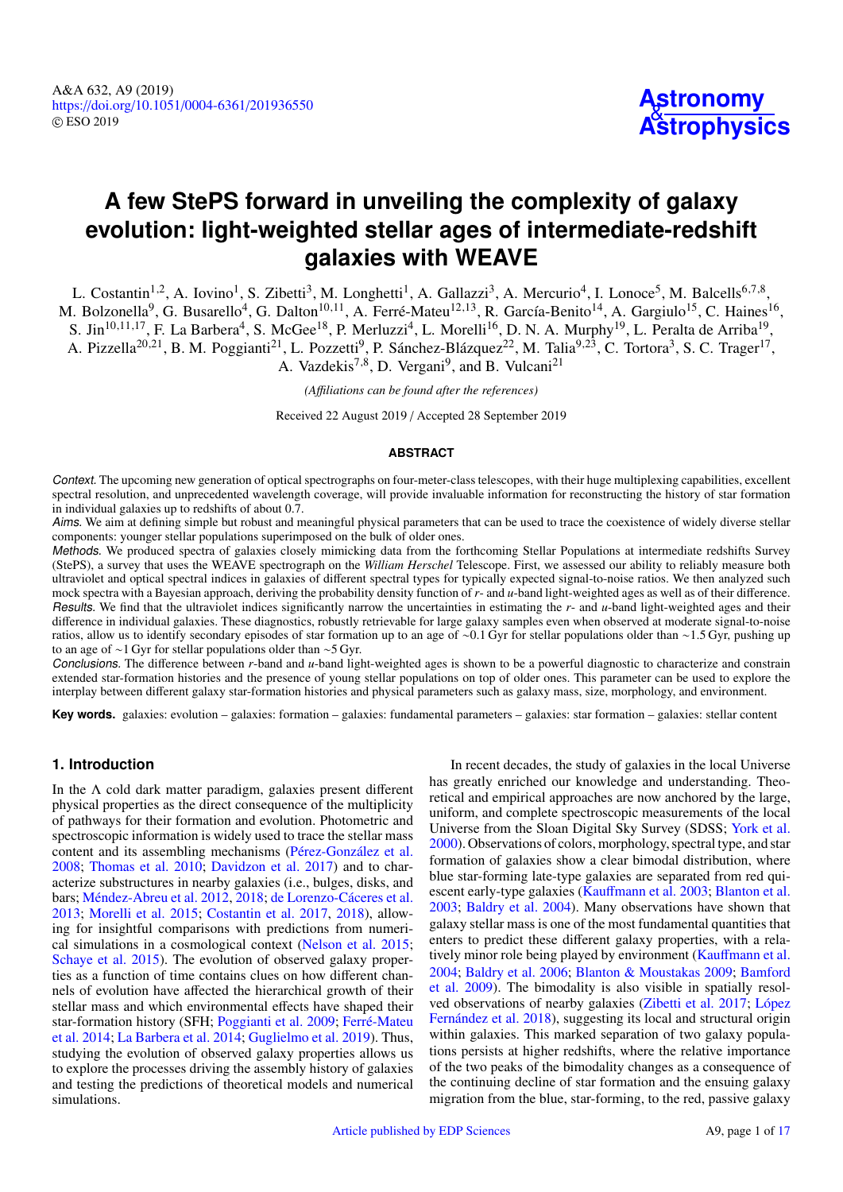# A few StePS forward in unveiling the complexity of galaxy evolution: light-weighted stellar ages of intermediate-redshift galaxies with WEAVE

L. Costantin[1,2], A. Iovino[1], S. Zibetti[3], M. Longhetti[1], A. Gallazzi[3], A. Mercurio[4], I. Lonoce[5], M. Balcells[6,7,8], M. Bolzonella[9], G. Busarello[4], G. Dalton[10,11], A. Ferré-Mateu[12,13], R. García-Benito[14], A. Gargiulo[15], C. Haines[16], S. Jin[10,11,17], F. La Barbera[4], S. McGee[18], P. Merluzzi[4], L. Morelli[16], D. N. A. Murphy[19], L. Peralta de Arriba[19], A. Pizzella[20,21], B. M. Poggianti[21], L. Pozzetti[9], P. Sánchez-Blázquez[22], M. Talia[9,23], C. Tortora[3], S. C. Trager[17], A. Vazdekis[7,8], D. Vergani[9], and B. Vulcani[21]

*(Affiliations can be found after the references)*

Received 22 August 2019 / Accepted 28 September 2019

## ABSTRACT

*Context.* The upcoming new generation of optical spectrographs on four-meter-class telescopes, with their huge multiplexing capabilities, excellent spectral resolution, and unprecedented wavelength coverage, will provide invaluable information for reconstructing the history of star formation in individual galaxies up to redshifts of about 0.7.

*Aims.* We aim at defining simple but robust and meaningful physical parameters that can be used to trace the coexistence of widely diverse stellar components: younger stellar populations superimposed on the bulk of older ones.

*Methods.* We produced spectra of galaxies closely mimicking data from the forthcoming Stellar Populations at intermediate redshifts Survey (StePS), a survey that uses the WEAVE spectrograph on the *William Herschel* Telescope. First, we assessed our ability to reliably measure both ultraviolet and optical spectral indices in galaxies of different spectral types for typically expected signal-to-noise ratios. We then analyzed such mock spectra with a Bayesian approach, deriving the probability density function of *r*- and *u*-band light-weighted ages as well as of their difference.

*Results.* We find that the ultraviolet indices significantly narrow the uncertainties in estimating the *r*- and *u*-band light-weighted ages and their difference in individual galaxies. These diagnostics, robustly retrievable for large galaxy samples even when observed at moderate signal-to-noise ratios, allow us to identify secondary episodes of star formation up to an age of ∼0.1 Gyr for stellar populations older than ∼1.5 Gyr, pushing up to an age of ∼1 Gyr for stellar populations older than ∼5 Gyr.

*Conclusions.* The difference between *r*-band and *u*-band light-weighted ages is shown to be a powerful diagnostic to characterize and constrain extended star-formation histories and the presence of young stellar populations on top of older ones. This parameter can be used to explore the interplay between different galaxy star-formation histories and physical parameters such as galaxy mass, size, morphology, and environment.

**Key words.** galaxies: evolution – galaxies: formation – galaxies: fundamental parameters – galaxies: star formation – galaxies: stellar content

## 1. Introduction

In the Λ cold dark matter paradigm, galaxies present different physical properties as the direct consequence of the multiplicity of pathways for their formation and evolution. Photometric and spectroscopic information is widely used to trace the stellar mass content and its assembling mechanisms (Pérez-González et al. 2008; Thomas et al. 2010; Davidzon et al. 2017) and to characterize substructures in nearby galaxies (i.e., bulges, disks, and bars; Méndez-Abreu et al. 2012, 2018; de Lorenzo-Cáceres et al. 2013; Morelli et al. 2015; Costantin et al. 2017, 2018), allowing for insightful comparisons with predictions from numerical simulations in a cosmological context (Nelson et al. 2015; Schaye et al. 2015). The evolution of observed galaxy properties as a function of time contains clues on how different channels of evolution have affected the hierarchical growth of their stellar mass and which environmental effects have shaped their star-formation history (SFH; Poggianti et al. 2009; Ferré-Mateu et al. 2014; La Barbera et al. 2014; Guglielmo et al. 2019). Thus, studying the evolution of observed galaxy properties allows us to explore the processes driving the assembly history of galaxies and testing the predictions of theoretical models and numerical simulations.

In recent decades, the study of galaxies in the local Universe has greatly enriched our knowledge and understanding. Theoretical and empirical approaches are now anchored by the large, uniform, and complete spectroscopic measurements of the local Universe from the Sloan Digital Sky Survey (SDSS; York et al. 2000). Observations of colors, morphology, spectral type, and star formation of galaxies show a clear bimodal distribution, where blue star-forming late-type galaxies are separated from red quiescent early-type galaxies (Kauffmann et al. 2003; Blanton et al. 2003; Baldry et al. 2004). Many observations have shown that galaxy stellar mass is one of the most fundamental quantities that enters to predict these different galaxy properties, with a relatively minor role being played by environment (Kauffmann et al. 2004; Baldry et al. 2006; Blanton & Moustakas 2009; Bamford et al. 2009). The bimodality is also visible in spatially resolved observations of nearby galaxies (Zibetti et al. 2017; López Fernández et al. 2018), suggesting its local and structural origin within galaxies. This marked separation of two galaxy populations persists at higher redshifts, where the relative importance of the two peaks of the bimodality changes as a consequence of the continuing decline of star formation and the ensuing galaxy migration from the blue, star-forming, to the red, passive galaxy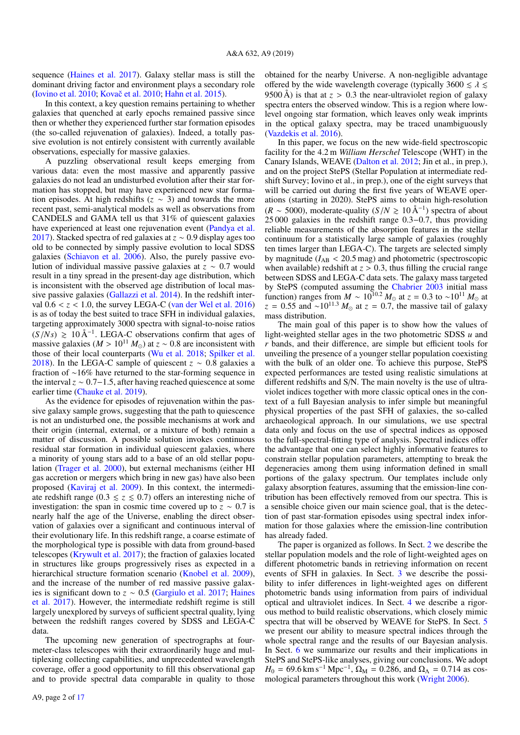sequence (Haines et al. 2017). Galaxy stellar mass is still the dominant driving factor and environment plays a secondary role (Iovino et al. 2010; Kovač et al. 2010; Hahn et al. 2015).

In this context, a key question remains pertaining to whether galaxies that quenched at early epochs remained passive since then or whether they experienced further star formation episodes (the so-called rejuvenation of galaxies). Indeed, a totally passive evolution is not entirely consistent with currently available observations, especially for massive galaxies.

A puzzling observational result keeps emerging from various data: even the most massive and apparently passive galaxies do not lead an undisturbed evolution after their star formation has stopped, but may have experienced new star formation episodes. At high redshifts ($z \sim 3$) and towards the more recent past, semi-analytical models as well as observations from CANDELS and GAMA tell us that 31% of quiescent galaxies have experienced at least one rejuvenation event (Pandya et al. 2017). Stacked spectra of red galaxies at $z \sim 0.9$ display ages too old to be connected by simply passive evolution to local SDSS galaxies (Schiavon et al. 2006). Also, the purely passive evolution of individual massive passive galaxies at $z \sim 0.7$ would result in a tiny spread in the present-day age distribution, which is inconsistent with the observed age distribution of local massive passive galaxies (Gallazzi et al. 2014). In the redshift interval $0.6 < z < 1.0$, the survey LEGA-C (van der Wel et al. 2016) is as of today the best suited to trace SFH in individual galaxies, targeting approximately 3000 spectra with signal-to-noise ratios $(S/Ns) \gtrsim 10\,\text{Å}^{-1}$. LEGA-C observations confirm that ages of massive galaxies ($M > 10^{11}\,M_{\odot}$) at $z \sim 0.8$ are inconsistent with those of their local counterparts (Wu et al. 2018; Spilker et al. 2018). In the LEGA-C sample of quiescent $z \sim 0.8$ galaxies a fraction of ∼16% have returned to the star-forming sequence in the interval $z \sim 0.7{-}1.5$, after having reached quiescence at some earlier time (Chauke et al. 2019).

As the evidence for episodes of rejuvenation within the passive galaxy sample grows, suggesting that the path to quiescence is not an undisturbed one, the possible mechanisms at work and their origin (internal, external, or a mixture of both) remain a matter of discussion. A possible solution invokes continuous residual star formation in individual quiescent galaxies, where a minority of young stars add to a base of an old stellar population (Trager et al. 2000), but external mechanisms (either HI gas accretion or mergers which bring in new gas) have also been proposed (Kaviraj et al. 2009). In this context, the intermediate redshift range ($0.3 \lesssim z \lesssim 0.7$) offers an interesting niche of investigation: the span in cosmic time covered up to $z \sim 0.7$ is nearly half the age of the Universe, enabling the direct observation of galaxies over a significant and continuous interval of their evolutionary life. In this redshift range, a coarse estimate of the morphological type is possible with data from ground-based telescopes (Krywult et al. 2017); the fraction of galaxies located in structures like groups progressively rises as expected in a hierarchical structure formation scenario (Knobel et al. 2009), and the increase of the number of red massive passive galaxies is significant down to $z \sim 0.5$ (Gargiulo et al. 2017; Haines et al. 2017). However, the intermediate redshift regime is still largely unexplored by surveys of sufficient spectral quality, lying between the redshift ranges covered by SDSS and LEGA-C data.

The upcoming new generation of spectrographs at four-meter-class telescopes with their extraordinarily huge and multiplexing collecting capabilities, and unprecedented wavelength coverage, offer a good opportunity to fill this observational gap and to provide spectral data comparable in quality to those obtained for the nearby Universe. A non-negligible advantage offered by the wide wavelength coverage (typically $3600 \lesssim \lambda \lesssim 9500\,\text{Å}$) is that at $z > 0.3$ the near-ultraviolet region of galaxy spectra enters the observed window. This is a region where low-level ongoing star formation, which leaves only weak imprints in the optical galaxy spectra, may be traced unambiguously (Vazdekis et al. 2016).

In this paper, we focus on the new wide-field spectroscopic facility for the 4.2 m *William Herschel* Telescope (WHT) in the Canary Islands, WEAVE (Dalton et al. 2012; Jin et al., in prep.), and on the project StePS (Stellar Population at intermediate redshift Survey; Iovino et al., in prep.), one of the eight surveys that will be carried out during the first five years of WEAVE operations (starting in 2020). StePS aims to obtain high-resolution ($R \sim 5000$), moderate-quality ($S/N \gtrsim 10\,\text{Å}^{-1}$) spectra of about 25 000 galaxies in the redshift range 0.3−0.7, thus providing reliable measurements of the absorption features in the stellar continuum for a statistically large sample of galaxies (roughly ten times larger than LEGA-C). The targets are selected simply by magnitude ($I_{\text{AB}} < 20.5$ mag) and photometric (spectroscopic when available) redshift at $z > 0.3$, thus filling the crucial range between SDSS and LEGA-C data sets. The galaxy mass targeted by StePS (computed assuming the Chabrier 2003 initial mass function) ranges from $M \sim 10^{10.2}\,M_{\odot}$ at $z = 0.3$ to $\sim 10^{11}\,M_{\odot}$ at $z = 0.55$ and $\sim 10^{11.3}\,M_{\odot}$ at $z = 0.7$, the massive tail of galaxy mass distribution.

The main goal of this paper is to show how the values of light-weighted stellar ages in the two photometric SDSS $u$ and $r$ bands, and their difference, are simple but efficient tools for unveiling the presence of a younger stellar population coexisting with the bulk of an older one. To achieve this purpose, StePS expected performances are tested using realistic simulations at different redshifts and S/N. The main novelty is the use of ultraviolet indices together with more classic optical ones in the context of a full Bayesian analysis to infer simple but meaningful physical properties of the past SFH of galaxies, the so-called archaeological approach. In our simulations, we use spectral data only and focus on the use of spectral indices as opposed to the full-spectral-fitting type of analysis. Spectral indices offer the advantage that one can select highly informative features to constrain stellar population parameters, attempting to break the degeneracies among them using information defined in small portions of the galaxy spectrum. Our templates include only galaxy absorption features, assuming that the emission-line contribution has been effectively removed from our spectra. This is a sensible choice given our main science goal, that is the detection of past star-formation episodes using spectral index information for those galaxies where the emission-line contribution has already faded.

The paper is organized as follows. In Sect. 2 we describe the stellar population models and the role of light-weighted ages on different photometric bands in retrieving information on recent events of SFH in galaxies. In Sect. 3 we describe the possibility to infer differences in light-weighted ages on different photometric bands using information from pairs of individual optical and ultraviolet indices. In Sect. 4 we describe a rigorous method to build realistic observations, which closely mimic spectra that will be observed by WEAVE for StePS. In Sect. 5 we present our ability to measure spectral indices through the whole spectral range and the results of our Bayesian analysis. In Sect. 6 we summarize our results and their implications in StePS and StePS-like analyses, giving our conclusions. We adopt $H_0 = 69.6\,\text{km}\,\text{s}^{-1}\,\text{Mpc}^{-1}$, $\Omega_{\text{M}} = 0.286$, and $\Omega_{\Lambda} = 0.714$ as cosmological parameters throughout this work (Wright 2006).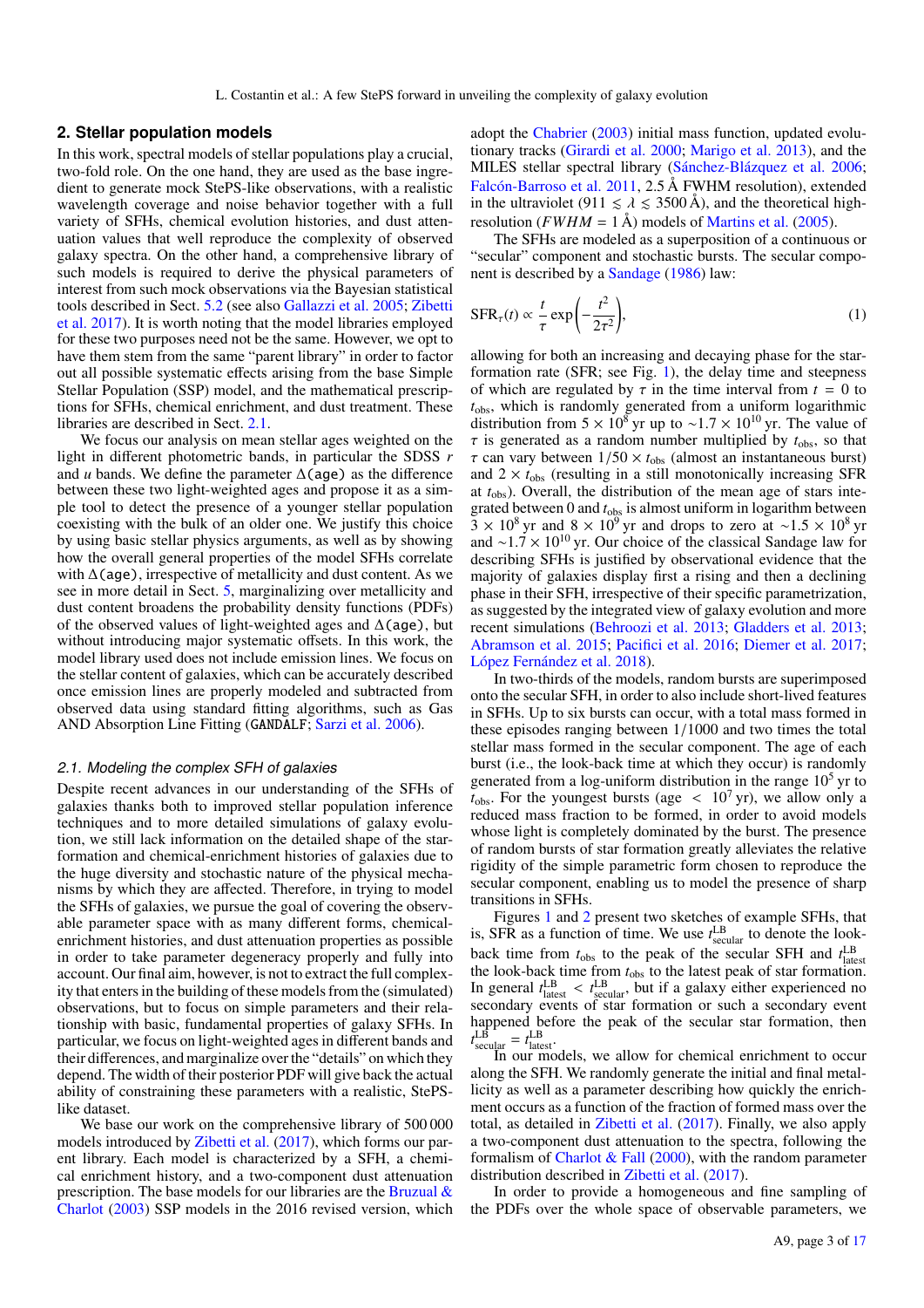## 2. Stellar population models

In this work, spectral models of stellar populations play a crucial, two-fold role. On the one hand, they are used as the base ingredient to generate mock StePS-like observations, with a realistic wavelength coverage and noise behavior together with a full variety of SFHs, chemical evolution histories, and dust attenuation values that well reproduce the complexity of observed galaxy spectra. On the other hand, a comprehensive library of such models is required to derive the physical parameters of interest from such mock observations via the Bayesian statistical tools described in Sect. 5.2 (see also Gallazzi et al. 2005; Zibetti et al. 2017). It is worth noting that the model libraries employed for these two purposes need not be the same. However, we opt to have them stem from the same "parent library" in order to factor out all possible systematic effects arising from the base Simple Stellar Population (SSP) model, and the mathematical prescriptions for SFHs, chemical enrichment, and dust treatment. These libraries are described in Sect. 2.1.

We focus our analysis on mean stellar ages weighted on the light in different photometric bands, in particular the SDSS $r$ and $u$ bands. We define the parameter $\Delta(\mathtt{age})$ as the difference between these two light-weighted ages and propose it as a simple tool to detect the presence of a younger stellar population coexisting with the bulk of an older one. We justify this choice by using basic stellar physics arguments, as well as by showing how the overall general properties of the model SFHs correlate with $\Delta(\mathtt{age})$, irrespective of metallicity and dust content. As we see in more detail in Sect. 5, marginalizing over metallicity and dust content broadens the probability density functions (PDFs) of the observed values of light-weighted ages and $\Delta(\mathtt{age})$, but without introducing major systematic offsets. In this work, the model library used does not include emission lines. We focus on the stellar content of galaxies, which can be accurately described once emission lines are properly modeled and subtracted from observed data using standard fitting algorithms, such as Gas AND Absorption Line Fitting (GANDALF; Sarzi et al. 2006).

### 2.1. Modeling the complex SFH of galaxies

Despite recent advances in our understanding of the SFHs of galaxies thanks both to improved stellar population inference techniques and to more detailed simulations of galaxy evolution, we still lack information on the detailed shape of the star-formation and chemical-enrichment histories of galaxies due to the huge diversity and stochastic nature of the physical mechanisms by which they are affected. Therefore, in trying to model the SFHs of galaxies, we pursue the goal of covering the observable parameter space with as many different forms, chemical-enrichment histories, and dust attenuation properties as possible in order to take parameter degeneracy properly and fully into account. Our final aim, however, is not to extract the full complexity that enters in the building of these models from the (simulated) observations, but to focus on simple parameters and their relationship with basic, fundamental properties of galaxy SFHs. In particular, we focus on light-weighted ages in different bands and their differences, and marginalize over the "details" on which they depend. The width of their posterior PDF will give back the actual ability of constraining these parameters with a realistic, StePS-like dataset.

We base our work on the comprehensive library of 500 000 models introduced by Zibetti et al. (2017), which forms our parent library. Each model is characterized by a SFH, a chemical enrichment history, and a two-component dust attenuation prescription. The base models for our libraries are the Bruzual & Charlot (2003) SSP models in the 2016 revised version, which adopt the Chabrier (2003) initial mass function, updated evolutionary tracks (Girardi et al. 2000; Marigo et al. 2013), and the MILES stellar spectral library (Sánchez-Blázquez et al. 2006; Falcón-Barroso et al. 2011, 2.5 Å FWHM resolution), extended in the ultraviolet (911 $\lesssim \lambda \lesssim$ 3500 Å), and the theoretical high-resolution ($FWHM$ = 1 Å) models of Martins et al. (2005).

The SFHs are modeled as a superposition of a continuous or "secular" component and stochastic bursts. The secular component is described by a Sandage (1986) law:

$$\mathrm{SFR}_{\tau}(t) \propto \frac{t}{\tau} \exp\left(-\frac{t^2}{2\tau^2}\right), \tag{1}$$

allowing for both an increasing and decaying phase for the star-formation rate (SFR; see Fig. 1), the delay time and steepness of which are regulated by $\tau$ in the time interval from $t = 0$ to $t_{\mathrm{obs}}$, which is randomly generated from a uniform logarithmic distribution from $5 \times 10^8$ yr up to $\sim 1.7 \times 10^{10}$ yr. The value of $\tau$ is generated as a random number multiplied by $t_{\mathrm{obs}}$, so that $\tau$ can vary between $1/50 \times t_{\mathrm{obs}}$ (almost an instantaneous burst) and $2 \times t_{\mathrm{obs}}$ (resulting in a still monotonically increasing SFR at $t_{\mathrm{obs}}$). Overall, the distribution of the mean age of stars integrated between 0 and $t_{\mathrm{obs}}$ is almost uniform in logarithm between $3 \times 10^8$ yr and $8 \times 10^9$ yr and drops to zero at $\sim 1.5 \times 10^8$ yr and $\sim 1.7 \times 10^{10}$ yr. Our choice of the classical Sandage law for describing SFHs is justified by observational evidence that the majority of galaxies display first a rising and then a declining phase in their SFH, irrespective of their specific parametrization, as suggested by the integrated view of galaxy evolution and more recent simulations (Behroozi et al. 2013; Gladders et al. 2013; Abramson et al. 2015; Pacifici et al. 2016; Diemer et al. 2017; López Fernández et al. 2018).

In two-thirds of the models, random bursts are superimposed onto the secular SFH, in order to also include short-lived features in SFHs. Up to six bursts can occur, with a total mass formed in these episodes ranging between 1/1000 and two times the total stellar mass formed in the secular component. The age of each burst (i.e., the look-back time at which they occur) is randomly generated from a log-uniform distribution in the range $10^5$ yr to $t_{\mathrm{obs}}$. For the youngest bursts (age $< 10^7$ yr), we allow only a reduced mass fraction to be formed, in order to avoid models whose light is completely dominated by the burst. The presence of random bursts of star formation greatly alleviates the relative rigidity of the simple parametric form chosen to reproduce the secular component, enabling us to model the presence of sharp transitions in SFHs.

Figures 1 and 2 present two sketches of example SFHs, that is, SFR as a function of time. We use $t^{\mathrm{LB}}_{\mathrm{secular}}$ to denote the look-back time from $t_{\mathrm{obs}}$ to the peak of the secular SFH and $t^{\mathrm{LB}}_{\mathrm{latest}}$ the look-back time from $t_{\mathrm{obs}}$ to the latest peak of star formation. In general $t^{\mathrm{LB}}_{\mathrm{latest}} < t^{\mathrm{LB}}_{\mathrm{secular}}$, but if a galaxy either experienced no secondary events of star formation or such a secondary event happened before the peak of the secular star formation, then $t^{\mathrm{LB}}_{\mathrm{secular}} = t^{\mathrm{LB}}_{\mathrm{latest}}$.

In our models, we allow for chemical enrichment to occur along the SFH. We randomly generate the initial and final metallicity as well as a parameter describing how quickly the enrichment occurs as a function of the fraction of formed mass over the total, as detailed in Zibetti et al. (2017). Finally, we also apply a two-component dust attenuation to the spectra, following the formalism of Charlot & Fall (2000), with the random parameter distribution described in Zibetti et al. (2017).

In order to provide a homogeneous and fine sampling of the PDFs over the whole space of observable parameters, we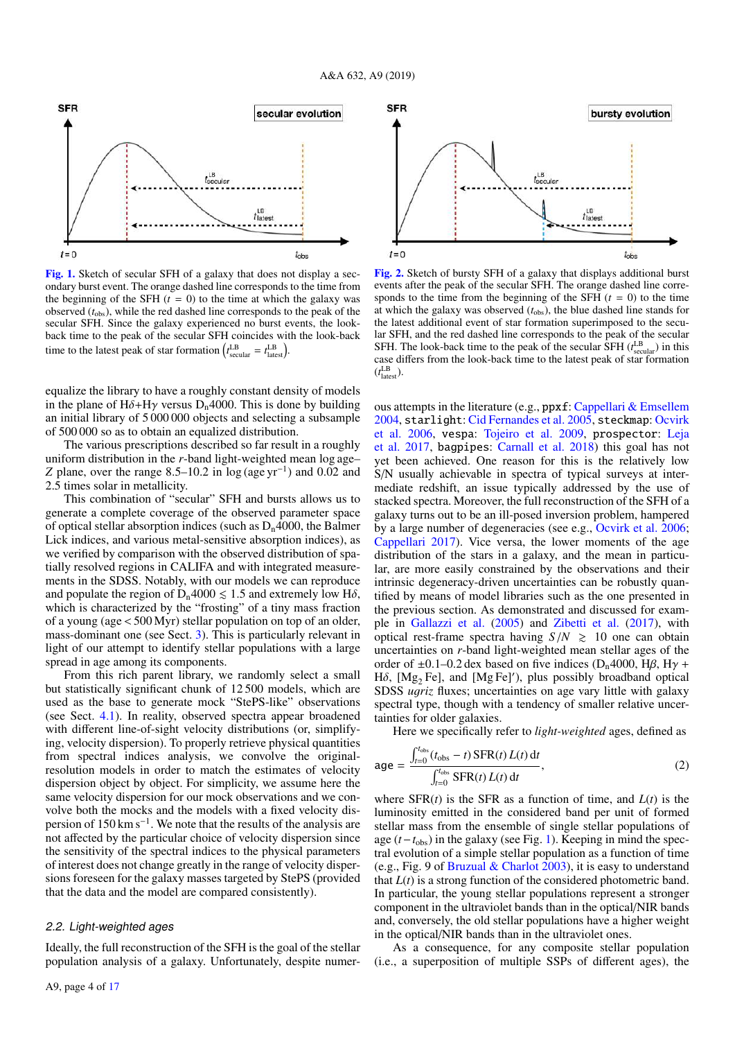**Fig. 1.** Sketch of secular SFH of a galaxy that does not display a secondary burst event. The orange dashed line corresponds to the time from the beginning of the SFH ($t = 0$) to the time at which the galaxy was observed ($t_{\rm obs}$), while the red dashed line corresponds to the peak of the secular SFH. Since the galaxy experienced no burst events, the look-back time to the peak of the secular SFH coincides with the look-back time to the latest peak of star formation $\left(t^{\rm LB}_{\rm secular} = t^{\rm LB}_{\rm latest}\right)$.

**Fig. 2.** Sketch of bursty SFH of a galaxy that displays additional burst events after the peak of the secular SFH. The orange dashed line corresponds to the time from the beginning of the SFH ($t = 0$) to the time at which the galaxy was observed ($t_{\rm obs}$), the blue dashed line stands for the latest additional event of star formation superimposed to the secular SFH, and the red dashed line corresponds to the peak of the secular SFH. The look-back time to the peak of the secular SFH ($t^{\rm LB}_{\rm secular}$) in this case differs from the look-back time to the latest peak of star formation ($t^{\rm LB}_{\rm latest}$).

equalize the library to have a roughly constant density of models in the plane of Hδ+Hγ versus $\rm D_n4000$. This is done by building an initial library of 5 000 000 objects and selecting a subsample of 500 000 so as to obtain an equalized distribution.

The various prescriptions described so far result in a roughly uniform distribution in the $r$-band light-weighted mean log age–$Z$ plane, over the range 8.5–10.2 in log (age yr$^{-1}$) and 0.02 and 2.5 times solar in metallicity.

This combination of "secular" SFH and bursts allows us to generate a complete coverage of the observed parameter space of optical stellar absorption indices (such as $\rm D_n4000$, the Balmer Lick indices, and various metal-sensitive absorption indices), as we verified by comparison with the observed distribution of spatially resolved regions in CALIFA and with integrated measurements in the SDSS. Notably, with our models we can reproduce and populate the region of $\rm D_n4000 \lesssim 1.5$ and extremely low Hδ, which is characterized by the "frosting" of a tiny mass fraction of a young (age < 500 Myr) stellar population on top of an older, mass-dominant one (see Sect. 3). This is particularly relevant in light of our attempt to identify stellar populations with a large spread in age among its components.

From this rich parent library, we randomly select a small but statistically significant chunk of 12 500 models, which are used as the base to generate mock "StePS-like" observations (see Sect. 4.1). In reality, observed spectra appear broadened with different line-of-sight velocity distributions (or, simplifying, velocity dispersion). To properly retrieve physical quantities from spectral indices analysis, we convolve the original-resolution models in order to match the estimates of velocity dispersion object by object. For simplicity, we assume here the same velocity dispersion for our mock observations and we convolve both the mocks and the models with a fixed velocity dispersion of 150 km s$^{-1}$. We note that the results of the analysis are not affected by the particular choice of velocity dispersion since the sensitivity of the spectral indices to the physical parameters of interest does not change greatly in the range of velocity dispersions foreseen for the galaxy masses targeted by StePS (provided that the data and the model are compared consistently).

### 2.2. Light-weighted ages

Ideally, the full reconstruction of the SFH is the goal of the stellar population analysis of a galaxy. Unfortunately, despite numerous attempts in the literature (e.g., `ppxf`: Cappellari & Emsellem 2004, `starlight`: Cid Fernandes et al. 2005, `steckmap`: Ocvirk et al. 2006, `vespa`: Tojeiro et al. 2009, `prospector`: Leja et al. 2017, `bagpipes`: Carnall et al. 2018) this goal has not yet been achieved. One reason for this is the relatively low S/N usually achievable in spectra of typical surveys at intermediate redshift, an issue typically addressed by the use of stacked spectra. Moreover, the full reconstruction of the SFH of a galaxy turns out to be an ill-posed inversion problem, hampered by a large number of degeneracies (see e.g., Ocvirk et al. 2006; Cappellari 2017). Vice versa, the lower moments of the age distribution of the stars in a galaxy, and the mean in particular, are more easily constrained by the observations and their intrinsic degeneracy-driven uncertainties can be robustly quantified by means of model libraries such as the one presented in the previous section. As demonstrated and discussed for example in Gallazzi et al. (2005) and Zibetti et al. (2017), with optical rest-frame spectra having $S/N \gtrsim 10$ one can obtain uncertainties on $r$-band light-weighted mean stellar ages of the order of ±0.1–0.2 dex based on five indices ($\rm D_n4000$, Hβ, Hγ + Hδ, $[\rm Mg_2 Fe]$, and $[\rm Mg\,Fe]'$), plus possibly broadband optical SDSS $ugriz$ fluxes; uncertainties on age vary little with galaxy spectral type, though with a tendency of smaller relative uncertainties for older galaxies.

Here we specifically refer to *light-weighted* ages, defined as

$$
\texttt{age} = \frac{\int_{t=0}^{t_{\rm obs}} (t_{\rm obs} - t)\,{\rm SFR}(t)\,L(t)\,{\rm d}t}{\int_{t=0}^{t_{\rm obs}} {\rm SFR}(t)\,L(t)\,{\rm d}t}, \tag{2}
$$

where SFR($t$) is the SFR as a function of time, and $L(t)$ is the luminosity emitted in the considered band per unit of formed stellar mass from the ensemble of single stellar populations of age $(t - t_{\rm obs})$ in the galaxy (see Fig. 1). Keeping in mind the spectral evolution of a simple stellar population as a function of time (e.g., Fig. 9 of Bruzual & Charlot 2003), it is easy to understand that $L(t)$ is a strong function of the considered photometric band. In particular, the young stellar populations represent a stronger component in the ultraviolet bands than in the optical/NIR bands and, conversely, the old stellar populations have a higher weight in the optical/NIR bands than in the ultraviolet ones.

As a consequence, for any composite stellar population (i.e., a superposition of multiple SSPs of different ages), the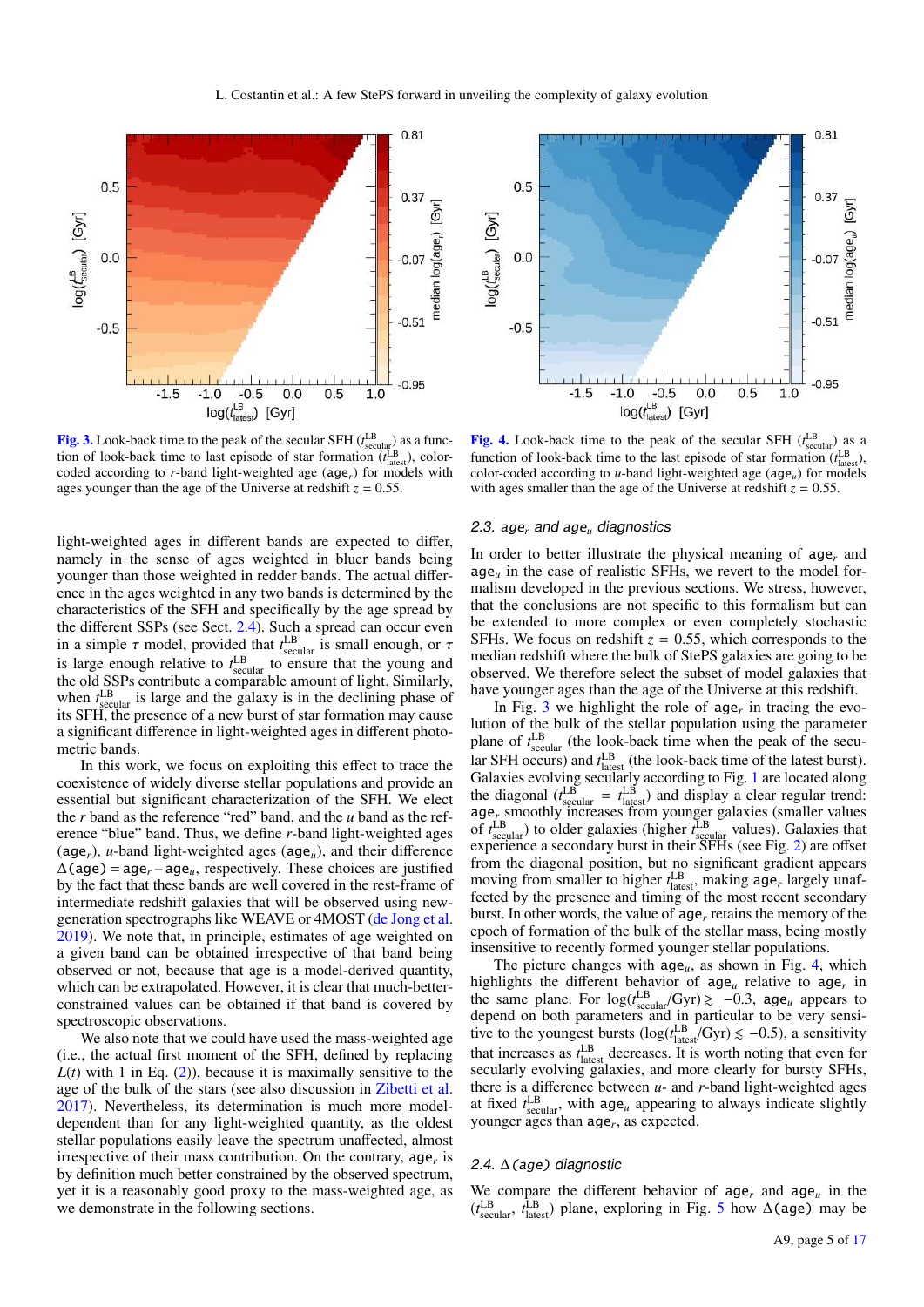**Fig. 3.** Look-back time to the peak of the secular SFH ($t^{\rm LB}_{\rm secular}$) as a function of look-back time to last episode of star formation ($t^{\rm LB}_{\rm latest}$), color-coded according to $r$-band light-weighted age (age$_r$) for models with ages younger than the age of the Universe at redshift $z = 0.55$.

**Fig. 4.** Look-back time to the peak of the secular SFH ($t^{\rm LB}_{\rm secular}$) as a function of look-back time to the last episode of star formation ($t^{\rm LB}_{\rm latest}$), color-coded according to $u$-band light-weighted age (age$_u$) for models with ages smaller than the age of the Universe at redshift $z = 0.55$.

light-weighted ages in different bands are expected to differ, namely in the sense of ages weighted in bluer bands being younger than those weighted in redder bands. The actual difference in the ages weighted in any two bands is determined by the characteristics of the SFH and specifically by the age spread by the different SSPs (see Sect. 2.4). Such a spread can occur even in a simple $\tau$ model, provided that $t^{\rm LB}_{\rm secular}$ is small enough, or $\tau$ is large enough relative to $t^{\rm LB}_{\rm secular}$ to ensure that the young and the old SSPs contribute a comparable amount of light. Similarly, when $t^{\rm LB}_{\rm secular}$ is large and the galaxy is in the declining phase of its SFH, the presence of a new burst of star formation may cause a significant difference in light-weighted ages in different photometric bands.

In this work, we focus on exploiting this effect to trace the coexistence of widely diverse stellar populations and provide an essential but significant characterization of the SFH. We elect the $r$ band as the reference "red" band, and the $u$ band as the reference "blue" band. Thus, we define $r$-band light-weighted ages (age$_r$), $u$-band light-weighted ages (age$_u$), and their difference $\Delta$(age) = age$_r$ − age$_u$, respectively. These choices are justified by the fact that these bands are well covered in the rest-frame of intermediate redshift galaxies that will be observed using new-generation spectrographs like WEAVE or 4MOST (de Jong et al. 2019). We note that, in principle, estimates of age weighted on a given band can be obtained irrespective of that band being observed or not, because that age is a model-derived quantity, which can be extrapolated. However, it is clear that much-better-constrained values can be obtained if that band is covered by spectroscopic observations.

We also note that we could have used the mass-weighted age (i.e., the actual first moment of the SFH, defined by replacing $L(t)$ with 1 in Eq. (2)), because it is maximally sensitive to the age of the bulk of the stars (see also discussion in Zibetti et al. 2017). Nevertheless, its determination is much more model-dependent than for any light-weighted quantity, as the oldest stellar populations easily leave the spectrum unaffected, almost irrespective of their mass contribution. On the contrary, age$_r$ is by definition much better constrained by the observed spectrum, yet it is a reasonably good proxy to the mass-weighted age, as we demonstrate in the following sections.

### 2.3. age$_r$ and age$_u$ diagnostics

In order to better illustrate the physical meaning of age$_r$ and age$_u$ in the case of realistic SFHs, we revert to the model formalism developed in the previous sections. We stress, however, that the conclusions are not specific to this formalism but can be extended to more complex or even completely stochastic SFHs. We focus on redshift $z = 0.55$, which corresponds to the median redshift where the bulk of StePS galaxies are going to be observed. We therefore select the subset of model galaxies that have younger ages than the age of the Universe at this redshift.

In Fig. 3 we highlight the role of age$_r$ in tracing the evolution of the bulk of the stellar population using the parameter plane of $t^{\rm LB}_{\rm secular}$ (the look-back time when the peak of the secular SFH occurs) and $t^{\rm LB}_{\rm latest}$ (the look-back time of the latest burst). Galaxies evolving secularly according to Fig. 1 are located along the diagonal ($t^{\rm LB}_{\rm secular} = t^{\rm LB}_{\rm latest}$) and display a clear regular trend: age$_r$ smoothly increases from younger galaxies (smaller values of $t^{\rm LB}_{\rm secular}$) to older galaxies (higher $t^{\rm LB}_{\rm secular}$ values). Galaxies that experience a secondary burst in their SFHs (see Fig. 2) are offset from the diagonal position, but no significant gradient appears moving from smaller to higher $t^{\rm LB}_{\rm latest}$, making age$_r$ largely unaffected by the presence and timing of the most recent secondary burst. In other words, the value of age$_r$ retains the memory of the epoch of formation of the bulk of the stellar mass, being mostly insensitive to recently formed younger stellar populations.

The picture changes with age$_u$, as shown in Fig. 4, which highlights the different behavior of age$_u$ relative to age$_r$ in the same plane. For $\log(t^{\rm LB}_{\rm secular}/{\rm Gyr}) \gtrsim -0.3$, age$_u$ appears to depend on both parameters and in particular to be very sensitive to the youngest bursts ($\log(t^{\rm LB}_{\rm latest}/{\rm Gyr}) \lesssim -0.5$), a sensitivity that increases as $t^{\rm LB}_{\rm latest}$ decreases. It is worth noting that even for secularly evolving galaxies, and more clearly for bursty SFHs, there is a difference between $u$- and $r$-band light-weighted ages at fixed $t^{\rm LB}_{\rm secular}$, with age$_u$ appearing to always indicate slightly younger ages than age$_r$, as expected.

### 2.4. $\Delta$(age) diagnostic

We compare the different behavior of age$_r$ and age$_u$ in the ($t^{\rm LB}_{\rm secular}$, $t^{\rm LB}_{\rm latest}$) plane, exploring in Fig. 5 how $\Delta$(age) may be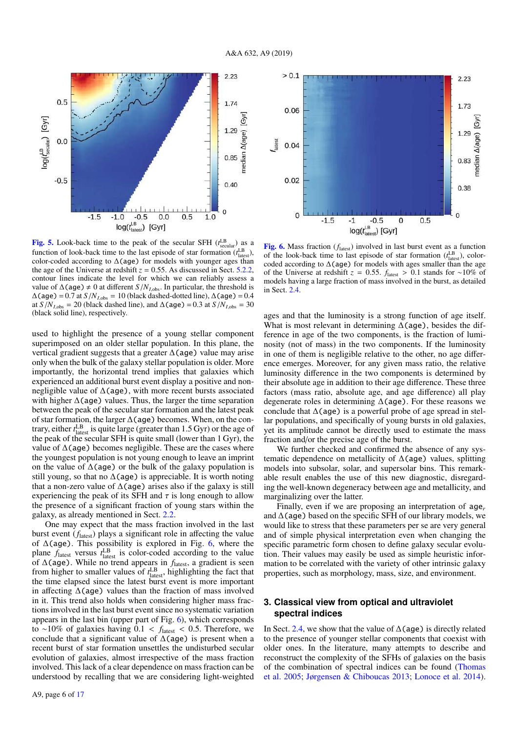**Fig. 5.** Look-back time to the peak of the secular SFH ($t^{\rm LB}_{\rm secular}$) as a function of look-back time to the last episode of star formation ($t^{\rm LB}_{\rm latest}$), color-coded according to $\Delta$(age) for models with younger ages than the age of the Universe at redshift $z = 0.55$. As discussed in Sect. 5.2.2, contour lines indicate the level for which we can reliably assess a value of $\Delta$(age) $\neq 0$ at different $S/N_{I,\rm obs}$. In particular, the threshold is $\Delta$(age) = 0.7 at $S/N_{I,\rm obs} = 10$ (black dashed-dotted line), $\Delta$(age) = 0.4 at $S/N_{I,\rm obs} = 20$ (black dashed line), and $\Delta$(age) = 0.3 at $S/N_{I,\rm obs} = 30$ (black solid line), respectively.

**Fig. 6.** Mass fraction ($f_{\rm latest}$) involved in last burst event as a function of the look-back time to last episode of star formation ($t^{\rm LB}_{\rm latest}$), color-coded according to $\Delta$(age) for models with ages smaller than the age of the Universe at redshift $z = 0.55$. $f_{\rm latest} > 0.1$ stands for ~10% of models having a large fraction of mass involved in the burst, as detailed in Sect. 2.4.

used to highlight the presence of a young stellar component superimposed on an older stellar population. In this plane, the vertical gradient suggests that a greater $\Delta$(age) value may arise only when the bulk of the galaxy stellar population is older. More importantly, the horizontal trend implies that galaxies which experienced an additional burst event display a positive and non-negligible value of $\Delta$(age), with more recent bursts associated with higher $\Delta$(age) values. Thus, the larger the time separation between the peak of the secular star formation and the latest peak of star formation, the larger $\Delta$(age) becomes. When, on the contrary, either $t^{\rm LB}_{\rm latest}$ is quite large (greater than 1.5 Gyr) or the age of the peak of the secular SFH is quite small (lower than 1 Gyr), the value of $\Delta$(age) becomes negligible. These are the cases where the youngest population is not young enough to leave an imprint on the value of $\Delta$(age) or the bulk of the galaxy population is still young, so that no $\Delta$(age) is appreciable. It is worth noting that a non-zero value of $\Delta$(age) arises also if the galaxy is still experiencing the peak of its SFH and $\tau$ is long enough to allow the presence of a significant fraction of young stars within the galaxy, as already mentioned in Sect. 2.2.

One may expect that the mass fraction involved in the last burst event ($f_{\rm latest}$) plays a significant role in affecting the value of $\Delta$(age). This possibility is explored in Fig. 6, where the plane $f_{\rm latest}$ versus $t^{\rm LB}_{\rm latest}$ is color-coded according to the value of $\Delta$(age). While no trend appears in $f_{\rm latest}$, a gradient is seen from higher to smaller values of $t^{\rm LB}_{\rm latest}$, highlighting the fact that the time elapsed since the latest burst event is more important in affecting $\Delta$(age) values than the fraction of mass involved in it. This trend also holds when considering higher mass fractions involved in the last burst event since no systematic variation appears in the last bin (upper part of Fig. 6), which corresponds to ~10% of galaxies having $0.1 < f_{\rm latest} < 0.5$. Therefore, we conclude that a significant value of $\Delta$(age) is present when a recent burst of star formation unsettles the undisturbed secular evolution of galaxies, almost irrespective of the mass fraction involved. This lack of a clear dependence on mass fraction can be understood by recalling that we are considering light-weighted ages and that the luminosity is a strong function of age itself. What is most relevant in determining $\Delta$(age), besides the difference in age of the two components, is the fraction of luminosity (not of mass) in the two components. If the luminosity in one of them is negligible relative to the other, no age difference emerges. Moreover, for any given mass ratio, the relative luminosity difference in the two components is determined by their absolute age in addition to their age difference. These three factors (mass ratio, absolute age, and age difference) all play degenerate roles in determining $\Delta$(age). For these reasons we conclude that $\Delta$(age) is a powerful probe of age spread in stellar populations, and specifically of young bursts in old galaxies, yet its amplitude cannot be directly used to estimate the mass fraction and/or the precise age of the burst.

We further checked and confirmed the absence of any systematic dependence on metallicity of $\Delta$(age) values, splitting models into subsolar, solar, and supersolar bins. This remarkable result enables the use of this new diagnostic, disregarding the well-known degeneracy between age and metallicity, and marginalizing over the latter.

Finally, even if we are proposing an interpretation of age$_r$ and $\Delta$(age) based on the specific SFH of our library models, we would like to stress that these parameters per se are very general and of simple physical interpretation even when changing the specific parametric form chosen to define galaxy secular evolution. Their values may easily be used as simple heuristic information to be correlated with the variety of other intrinsic galaxy properties, such as morphology, mass, size, and environment.

## 3. Classical view from optical and ultraviolet spectral indices

In Sect. 2.4, we show that the value of $\Delta$(age) is directly related to the presence of younger stellar components that coexist with older ones. In the literature, many attempts to describe and reconstruct the complexity of the SFHs of galaxies on the basis of the combination of spectral indices can be found (Thomas et al. 2005; Jørgensen & Chiboucas 2013; Lonoce et al. 2014).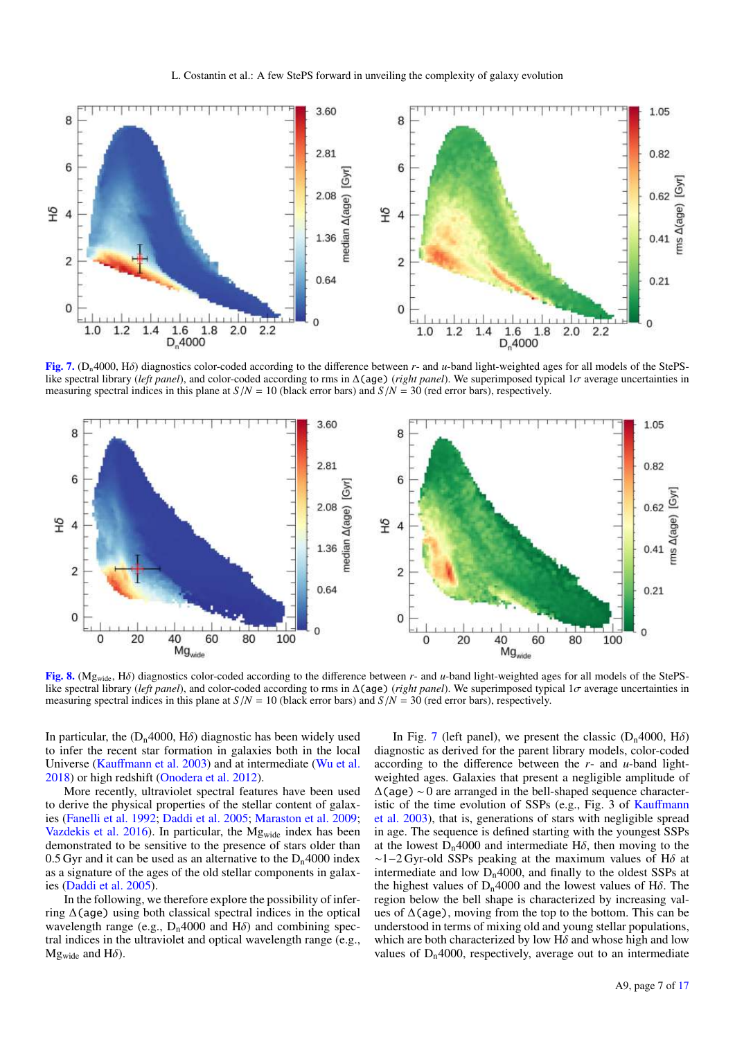**Fig. 7.** ($D_n4000$, $H\delta$) diagnostics color-coded according to the difference between $r$- and $u$-band light-weighted ages for all models of the StePS-like spectral library (*left panel*), and color-coded according to rms in $\Delta$(age) (*right panel*). We superimposed typical $1\sigma$ average uncertainties in measuring spectral indices in this plane at $S/N = 10$ (black error bars) and $S/N = 30$ (red error bars), respectively.

**Fig. 8.** ($Mg_{wide}$, $H\delta$) diagnostics color-coded according to the difference between $r$- and $u$-band light-weighted ages for all models of the StePS-like spectral library (*left panel*), and color-coded according to rms in $\Delta$(age) (*right panel*). We superimposed typical $1\sigma$ average uncertainties in measuring spectral indices in this plane at $S/N = 10$ (black error bars) and $S/N = 30$ (red error bars), respectively.

In particular, the ($D_n4000$, $H\delta$) diagnostic has been widely used to infer the recent star formation in galaxies both in the local Universe (Kauffmann et al. 2003) and at intermediate (Wu et al. 2018) or high redshift (Onodera et al. 2012).

More recently, ultraviolet spectral features have been used to derive the physical properties of the stellar content of galaxies (Fanelli et al. 1992; Daddi et al. 2005; Maraston et al. 2009; Vazdekis et al. 2016). In particular, the $Mg_{wide}$ index has been demonstrated to be sensitive to the presence of stars older than 0.5 Gyr and it can be used as an alternative to the $D_n4000$ index as a signature of the ages of the old stellar components in galaxies (Daddi et al. 2005).

In the following, we therefore explore the possibility of inferring $\Delta$(age) using both classical spectral indices in the optical wavelength range (e.g., $D_n4000$ and $H\delta$) and combining spectral indices in the ultraviolet and optical wavelength range (e.g., $Mg_{wide}$ and $H\delta$).

In Fig. 7 (left panel), we present the classic ($D_n4000$, $H\delta$) diagnostic as derived for the parent library models, color-coded according to the difference between the $r$- and $u$-band light-weighted ages. Galaxies that present a negligible amplitude of $\Delta$(age) $\sim 0$ are arranged in the bell-shaped sequence characteristic of the time evolution of SSPs (e.g., Fig. 3 of Kauffmann et al. 2003), that is, generations of stars with negligible spread in age. The sequence is defined starting with the youngest SSPs at the lowest $D_n4000$ and intermediate $H\delta$, then moving to the $\sim$1−2 Gyr-old SSPs peaking at the maximum values of $H\delta$ at intermediate and low $D_n4000$, and finally to the oldest SSPs at the highest values of $D_n4000$ and the lowest values of $H\delta$. The region below the bell shape is characterized by increasing values of $\Delta$(age), moving from the top to the bottom. This can be understood in terms of mixing old and young stellar populations, which are both characterized by low $H\delta$ and whose high and low values of $D_n4000$, respectively, average out to an intermediate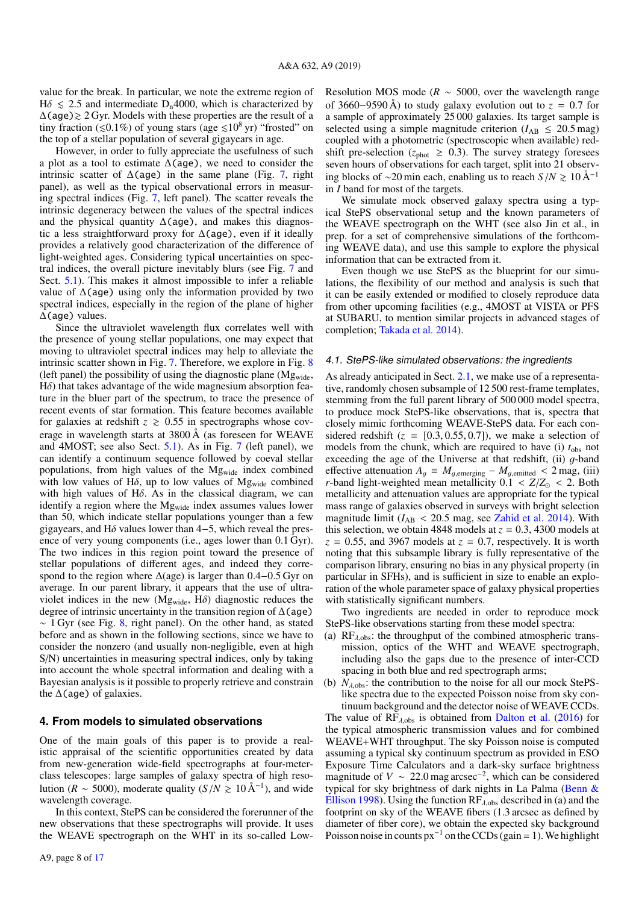value for the break. In particular, we note the extreme region of H$\delta \lesssim 2.5$ and intermediate D$_n$4000, which is characterized by $\Delta$(age)$\gtrsim 2$ Gyr. Models with these properties are the result of a tiny fraction ($\lesssim$0.1%) of young stars (age $\lesssim 10^8$ yr) "frosted" on the top of a stellar population of several gigayears in age.

However, in order to fully appreciate the usefulness of such a plot as a tool to estimate $\Delta$(age), we need to consider the intrinsic scatter of $\Delta$(age) in the same plane (Fig. 7, right panel), as well as the typical observational errors in measuring spectral indices (Fig. 7, left panel). The scatter reveals the intrinsic degeneracy between the values of the spectral indices and the physical quantity $\Delta$(age), and makes this diagnostic a less straightforward proxy for $\Delta$(age), even if it ideally provides a relatively good characterization of the difference of light-weighted ages. Considering typical uncertainties on spectral indices, the overall picture inevitably blurs (see Fig. 7 and Sect. 5.1). This makes it almost impossible to infer a reliable value of $\Delta$(age) using only the information provided by two spectral indices, especially in the region of the plane of higher $\Delta$(age) values.

Since the ultraviolet wavelength flux correlates well with the presence of young stellar populations, one may expect that moving to ultraviolet spectral indices may help to alleviate the intrinsic scatter shown in Fig. 7. Therefore, we explore in Fig. 8 (left panel) the possibility of using the diagnostic plane (Mg$_{\rm wide}$, H$\delta$) that takes advantage of the wide magnesium absorption feature in the bluer part of the spectrum, to trace the presence of recent events of star formation. This feature becomes available for galaxies at redshift $z \gtrsim 0.55$ in spectrographs whose coverage in wavelength starts at 3800 Å (as foreseen for WEAVE and 4MOST; see also Sect. 5.1). As in Fig. 7 (left panel), we can identify a continuum sequence followed by coeval stellar populations, from high values of the Mg$_{\rm wide}$ index combined with low values of H$\delta$, up to low values of Mg$_{\rm wide}$ combined with high values of H$\delta$. As in the classical diagram, we can identify a region where the Mg$_{\rm wide}$ index assumes values lower than 50, which indicate stellar populations younger than a few gigayears, and H$\delta$ values lower than 4−5, which reveal the presence of very young components (i.e., ages lower than 0.1 Gyr). The two indices in this region point toward the presence of stellar populations of different ages, and indeed they correspond to the region where $\Delta$(age) is larger than 0.4−0.5 Gyr on average. In our parent library, it appears that the use of ultraviolet indices in the new (Mg$_{\rm wide}$, H$\delta$) diagnostic reduces the degree of intrinsic uncertainty in the transition region of $\Delta$(age) $\sim 1$ Gyr (see Fig. 8, right panel). On the other hand, as stated before and as shown in the following sections, since we have to consider the nonzero (and usually non-negligible, even at high S/N) uncertainties in measuring spectral indices, only by taking into account the whole spectral information and dealing with a Bayesian analysis is it possible to properly retrieve and constrain the $\Delta$(age) of galaxies.

## 4. From models to simulated observations

One of the main goals of this paper is to provide a realistic appraisal of the scientific opportunities created by data from new-generation wide-field spectrographs at four-meter-class telescopes: large samples of galaxy spectra of high resolution ($R \sim 5000$), moderate quality ($S/N \gtrsim 10$ Å$^{-1}$), and wide wavelength coverage.

In this context, StePS can be considered the forerunner of the new observations that these spectrographs will provide. It uses the WEAVE spectrograph on the WHT in its so-called Low-Resolution MOS mode ($R \sim 5000$, over the wavelength range of 3660−9590 Å) to study galaxy evolution out to $z = 0.7$ for a sample of approximately 25 000 galaxies. Its target sample is selected using a simple magnitude criterion ($I_{\rm AB} \leq 20.5$ mag) coupled with a photometric (spectroscopic when available) redshift pre-selection ($z_{\rm phot} \geq 0.3$). The survey strategy foresees seven hours of observations for each target, split into 21 observing blocks of $\sim$20 min each, enabling us to reach $S/N \gtrsim 10$ Å$^{-1}$ in $I$ band for most of the targets.

We simulate mock observed galaxy spectra using a typical StePS observational setup and the known parameters of the WEAVE spectrograph on the WHT (see also Jin et al., in prep. for a set of comprehensive simulations of the forthcoming WEAVE data), and use this sample to explore the physical information that can be extracted from it.

Even though we use StePS as the blueprint for our simulations, the flexibility of our method and analysis is such that it can be easily extended or modified to closely reproduce data from other upcoming facilities (e.g., 4MOST at VISTA or PFS at SUBARU, to mention similar projects in advanced stages of completion; Takada et al. 2014).

### 4.1. StePS-like simulated observations: the ingredients

As already anticipated in Sect. 2.1, we make use of a representative, randomly chosen subsample of 12 500 rest-frame templates, stemming from the full parent library of 500 000 model spectra, to produce mock StePS-like observations, that is, spectra that closely mimic forthcoming WEAVE-StePS data. For each considered redshift ($z = [0.3, 0.55, 0.7]$), we make a selection of models from the chunk, which are required to have (i) $t_{\rm obs}$ not exceeding the age of the Universe at that redshift, (ii) $g$-band effective attenuation $A_g \equiv M_{g,\rm emerging} - M_{g,\rm emitted} < 2$ mag, (iii) $r$-band light-weighted mean metallicity $0.1 < Z/Z_{\odot} < 2$. Both metallicity and attenuation values are appropriate for the typical mass range of galaxies observed in surveys with bright selection magnitude limit ($I_{\rm AB} < 20.5$ mag, see Zahid et al. 2014). With this selection, we obtain 4848 models at $z = 0.3$, 4300 models at $z = 0.55$, and 3967 models at $z = 0.7$, respectively. It is worth noting that this subsample library is fully representative of the comparison library, ensuring no bias in any physical property (in particular in SFHs), and is sufficient in size to enable an exploration of the whole parameter space of galaxy physical properties with statistically significant numbers.

Two ingredients are needed in order to reproduce mock StePS-like observations starting from these model spectra:

(a) RF$_{\lambda,\rm obs}$: the throughput of the combined atmospheric transmission, optics of the WHT and WEAVE spectrograph, including also the gaps due to the presence of inter-CCD spacing in both blue and red spectrograph arms;

(b) $N_{\lambda,\rm obs}$: the contribution to the noise for all our mock StePS-like spectra due to the expected Poisson noise from sky continuum background and the detector noise of WEAVE CCDs.

The value of RF$_{\lambda,\rm obs}$ is obtained from Dalton et al. (2016) for the typical atmospheric transmission values and for combined WEAVE+WHT throughput. The sky Poisson noise is computed assuming a typical sky continuum spectrum as provided in ESO Exposure Time Calculators and a dark-sky surface brightness magnitude of $V \sim 22.0$ mag arcsec$^{-2}$, which can be considered typical for sky brightness of dark nights in La Palma (Benn & Ellison 1998). Using the function RF$_{\lambda,\rm obs}$ described in (a) and the footprint on sky of the WEAVE fibers (1.3 arcsec as defined by diameter of fiber core), we obtain the expected sky background Poisson noise in counts px$^{-1}$ on the CCDs (gain = 1). We highlight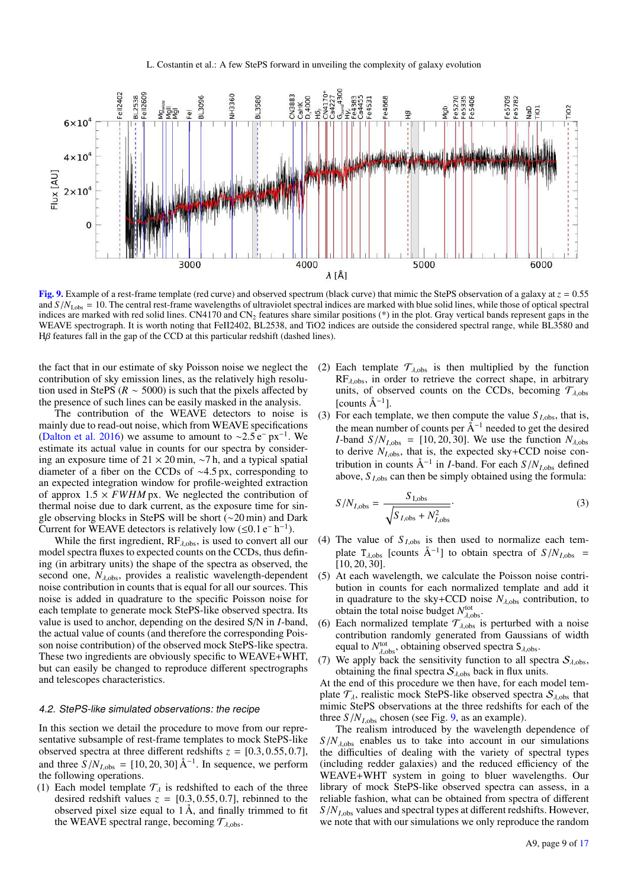Fig. 9. Example of a rest-frame template (red curve) and observed spectrum (black curve) that mimic the StePS observation of a galaxy at $z = 0.55$ and $S/N_{I,\rm obs} = 10$. The central rest-frame wavelengths of ultraviolet spectral indices are marked with blue solid lines, while those of optical spectral indices are marked with red solid lines. CN4170 and CN$_2$ features share similar positions (*) in the plot. Gray vertical bands represent gaps in the WEAVE spectrograph. It is worth noting that FeII2402, BL2538, and TiO2 indices are outside the considered spectral range, while BL3580 and H$\beta$ features fall in the gap of the CCD at this particular redshift (dashed lines).

the fact that in our estimate of sky Poisson noise we neglect the contribution of sky emission lines, as the relatively high resolution used in StePS ($R \sim 5000$) is such that the pixels affected by the presence of such lines can be easily masked in the analysis.

The contribution of the WEAVE detectors to noise is mainly due to read-out noise, which from WEAVE specifications (Dalton et al. 2016) we assume to amount to $\sim 2.5\,{\rm e}^{-}\,{\rm px}^{-1}$. We estimate its actual value in counts for our spectra by considering an exposure time of $21 \times 20$ min, $\sim 7$ h, and a typical spatial diameter of a fiber on the CCDs of $\sim 4.5$ px, corresponding to an expected integration window for profile-weighted extraction of approx $1.5 \times FWHM$ px. We neglected the contribution of thermal noise due to dark current, as the exposure time for single observing blocks in StePS will be short ($\sim 20$ min) and Dark Current for WEAVE detectors is relatively low ($\lesssim 0.1\,{\rm e}^{-}\,{\rm h}^{-1}$).

While the first ingredient, ${\rm RF}_{\lambda,\rm obs}$, is used to convert all our model spectra fluxes to expected counts on the CCDs, thus defining (in arbitrary units) the shape of the spectra as observed, the second one, $N_{\lambda,\rm obs}$, provides a realistic wavelength-dependent noise contribution in counts that is equal for all our sources. This noise is added in quadrature to the specific Poisson noise for each template to generate mock StePS-like observed spectra. Its value is used to anchor, depending on the desired S/N in $I$-band, the actual value of counts (and therefore the corresponding Poisson noise contribution) of the observed mock StePS-like spectra. These two ingredients are obviously specific to WEAVE+WHT, but can easily be changed to reproduce different spectrographs and telescopes characteristics.

### 4.2. StePS-like simulated observations: the recipe

In this section we detail the procedure to move from our representative subsample of rest-frame templates to mock StePS-like observed spectra at three different redshifts $z = [0.3, 0.55, 0.7]$, and three $S/N_{I,\rm obs} = [10, 20, 30]\,{\rm \AA}^{-1}$. In sequence, we perform the following operations.

(1) Each model template $\mathcal{T}_\lambda$ is redshifted to each of the three desired redshift values $z = [0.3, 0.55, 0.7]$, rebinned to the observed pixel size equal to 1 Å, and finally trimmed to fit the WEAVE spectral range, becoming $\mathcal{T}_{\lambda,\rm obs}$.

(2) Each template $\mathcal{T}_{\lambda,\rm obs}$ is then multiplied by the function ${\rm RF}_{\lambda,\rm obs}$, in order to retrieve the correct shape, in arbitrary units, of observed counts on the CCDs, becoming $\mathcal{T}_{\lambda,\rm obs}$ [counts Å$^{-1}$].

(3) For each template, we then compute the value $S_{I,\rm obs}$, that is, the mean number of counts per Å$^{-1}$ needed to get the desired $I$-band $S/N_{I,\rm obs} = [10, 20, 30]$. We use the function $N_{\lambda,\rm obs}$ to derive $N_{I,\rm obs}$, that is, the expected sky+CCD noise contribution in counts Å$^{-1}$ in $I$-band. For each $S/N_{I,\rm obs}$ defined above, $S_{I,\rm obs}$ can then be simply obtained using the formula:

$$S/N_{I,\rm obs} = \frac{S_{I,\rm obs}}{\sqrt{S_{I,\rm obs} + N^2_{I,\rm obs}}}. \tag{3}$$

(4) The value of $S_{I,\rm obs}$ is then used to normalize each template $\mathtt{T}_{\lambda,\rm obs}$ [counts Å$^{-1}$] to obtain spectra of $S/N_{I,\rm obs} = [10, 20, 30]$.

(5) At each wavelength, we calculate the Poisson noise contribution in counts for each normalized template and add it in quadrature to the sky+CCD noise $N_{\lambda,\rm obs}$ contribution, to obtain the total noise budget $N^{\rm tot}_{\lambda,\rm obs}$.

(6) Each normalized template $\mathcal{T}_{\lambda,\rm obs}$ is perturbed with a noise contribution randomly generated from Gaussians of width equal to $N^{\rm tot}_{\lambda,\rm obs}$, obtaining observed spectra $\mathsf{S}_{\lambda,\rm obs}$.

(7) We apply back the sensitivity function to all spectra $\mathcal{S}_{\lambda,\rm obs}$, obtaining the final spectra $\mathcal{S}_{\lambda,\rm obs}$ back in flux units.

At the end of this procedure we then have, for each model template $\mathcal{T}_\lambda$, realistic mock StePS-like observed spectra $\mathcal{S}_{\lambda,\rm obs}$ that mimic StePS observations at the three redshifts for each of the three $S/N_{I,\rm obs}$ chosen (see Fig. 9, as an example).

The realism introduced by the wavelength dependence of $S/N_{\lambda,\rm obs}$ enables us to take into account in our simulations the difficulties of dealing with the variety of spectral types (including redder galaxies) and the reduced efficiency of the WEAVE+WHT system in going to bluer wavelengths. Our library of mock StePS-like observed spectra can assess, in a reliable fashion, what can be obtained from spectra of different $S/N_{I,\rm obs}$ values and spectral types at different redshifts. However, we note that with our simulations we only reproduce the random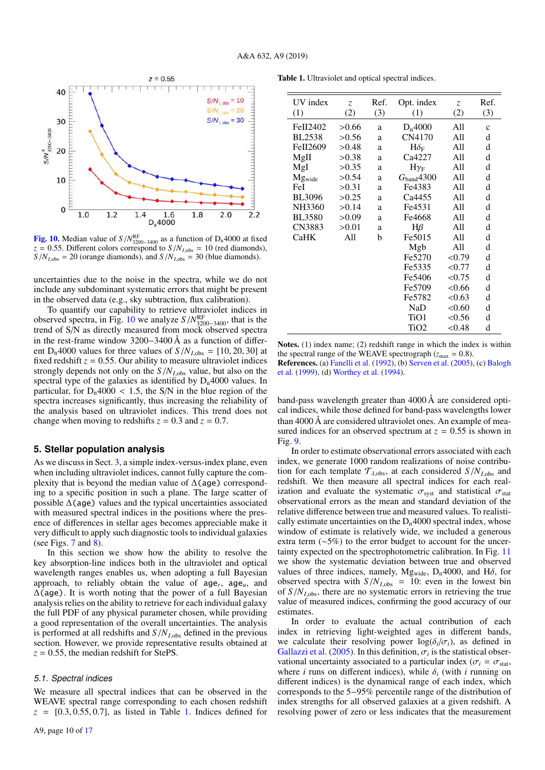Fig. 10. Median value of $S/N^{\rm RF}_{3200-3400}$ as a function of $\rm D_n4000$ at fixed $z = 0.55$. Different colors correspond to $S/N_{I,\rm obs} = 10$ (red diamonds), $S/N_{I,\rm obs} = 20$ (orange diamonds), and $S/N_{I,\rm obs} = 30$ (blue diamonds).

uncertainties due to the noise in the spectra, while we do not include any subdominant systematic errors that might be present in the observed data (e.g., sky subtraction, flux calibration).

To quantify our capability to retrieve ultraviolet indices in observed spectra, in Fig. 10 we analyze $S/N^{\rm RF}_{3200-3400}$, that is the trend of S/N as directly measured from mock observed spectra in the rest-frame window 3200−3400 Å as a function of different $\rm D_n4000$ values for three values of $S/N_{I,\rm obs} = [10, 20, 30]$ at fixed redshift $z = 0.55$. Our ability to measure ultraviolet indices strongly depends not only on the $S/N_{I,\rm obs}$ value, but also on the spectral type of the galaxies as identified by $\rm D_n4000$ values. In particular, for $\rm D_n4000 < 1.5$, the S/N in the blue region of the spectra increases significantly, thus increasing the reliability of the analysis based on ultraviolet indices. This trend does not change when moving to redshifts $z = 0.3$ and $z = 0.7$.

## 5. Stellar population analysis

As we discuss in Sect. 3, a simple index-versus-index plane, even when including ultraviolet indices, cannot fully capture the complexity that is beyond the median value of $\Delta(\texttt{age})$ corresponding to a specific position in such a plane. The large scatter of possible $\Delta(\texttt{age})$ values and the typical uncertainties associated with measured spectral indices in the positions where the presence of differences in stellar ages becomes appreciable make it very difficult to apply such diagnostic tools to individual galaxies (see Figs. 7 and 8).

In this section we show how the ability to resolve the key absorption-line indices both in the ultraviolet and optical wavelength ranges enables us, when adopting a full Bayesian approach, to reliably obtain the value of $\texttt{age}_r$, $\texttt{age}_u$, and $\Delta(\texttt{age})$. It is worth noting that the power of a full Bayesian analysis relies on the ability to retrieve for each individual galaxy the full PDF of any physical parameter chosen, while providing a good representation of the overall uncertainties. The analysis is performed at all redshifts and $S/N_{I,\rm obs}$ defined in the previous section. However, we provide representative results obtained at $z = 0.55$, the median redshift for StePS.

### 5.1. Spectral indices

We measure all spectral indices that can be observed in the WEAVE spectral range corresponding to each chosen redshift $z = [0.3, 0.55, 0.7]$, as listed in Table 1. Indices defined for band-pass wavelength greater than 4000 Å are considered optical indices, while those defined for band-pass wavelengths lower than 4000 Å are considered ultraviolet ones. An example of measured indices for an observed spectrum at $z = 0.55$ is shown in Fig. 9.

**Table 1.** Ultraviolet and optical spectral indices.

| UV index (1) | $z$ (2) | Ref. (3) | Opt. index (1) | $z$ (2) | Ref. (3) |
|---|---|---|---|---|---|
| FeII2402 | >0.66 | a | $\rm D_n4000$ | All | c |
| BL2538 | >0.56 | a | CN4170 | All | d |
| FeII2609 | >0.48 | a | $\rm H\delta_F$ | All | d |
| MgII | >0.38 | a | Ca4227 | All | d |
| MgI | >0.35 | a | $\rm H\gamma_F$ | All | d |
| $\rm Mg_{wide}$ | >0.54 | a | $G_{\rm band}4300$ | All | d |
| FeI | >0.31 | a | Fe4383 | All | d |
| BL3096 | >0.25 | a | Ca4455 | All | d |
| NH3360 | >0.14 | a | Fe4531 | All | d |
| BL3580 | >0.09 | a | Fe4668 | All | d |
| CN3883 | >0.01 | a | Hβ | All | d |
| CaHK | All | b | Fe5015 | All | d |
| | | | Mgb | All | d |
| | | | Fe5270 | <0.79 | d |
| | | | Fe5335 | <0.77 | d |
| | | | Fe5406 | <0.75 | d |
| | | | Fe5709 | <0.66 | d |
| | | | Fe5782 | <0.63 | d |
| | | | NaD | <0.60 | d |
| | | | TiO1 | <0.56 | d |
| | | | TiO2 | <0.48 | d |

**Notes.** (1) index name; (2) redshift range in which the index is within the spectral range of the WEAVE spectrograph ($z_{\rm max} = 0.8$).
**References.** (a) Fanelli et al. (1992), (b) Serven et al. (2005), (c) Balogh et al. (1999), (d) Worthey et al. (1994).

In order to estimate observational errors associated with each index, we generate 1000 random realizations of noise contribution for each template $\mathcal{T}_{\lambda,\rm obs}$, at each considered $S/N_{I,\rm obs}$ and redshift. We then measure all spectral indices for each realization and evaluate the systematic $\sigma_{\rm syst}$ and statistical $\sigma_{\rm stat}$ observational errors as the mean and standard deviation of the relative difference between true and measured values. To realistically estimate uncertainties on the $\rm D_n4000$ spectral index, whose window of estimate is relatively wide, we included a generous extra term (∼5%) to the error budget to account for the uncertainty expected on the spectrophotometric calibration. In Fig. 11 we show the systematic deviation between true and observed values of three indices, namely, $\rm Mg_{wide}$, $\rm D_n4000$, and Hδ, for observed spectra with $S/N_{I,\rm obs} = 10$: even in the lowest bin of $S/N_{I,\rm obs}$, there are no systematic errors in retrieving the true value of measured indices, confirming the good accuracy of our estimates.

In order to evaluate the actual contribution of each index in retrieving light-weighted ages in different bands, we calculate their resolving power $\log(\delta_i/\sigma_i)$, as defined in Gallazzi et al. (2005). In this definition, $\sigma_i$ is the statistical observational uncertainty associated to a particular index ($\sigma_i = \sigma_{\rm stat}$, where $i$ runs on different indices), while $\delta_i$ (with $i$ running on different indices) is the dynamical range of each index, which corresponds to the 5−95% percentile range of the distribution of index strengths for all observed galaxies at a given redshift. A resolving power of zero or less indicates that the measurement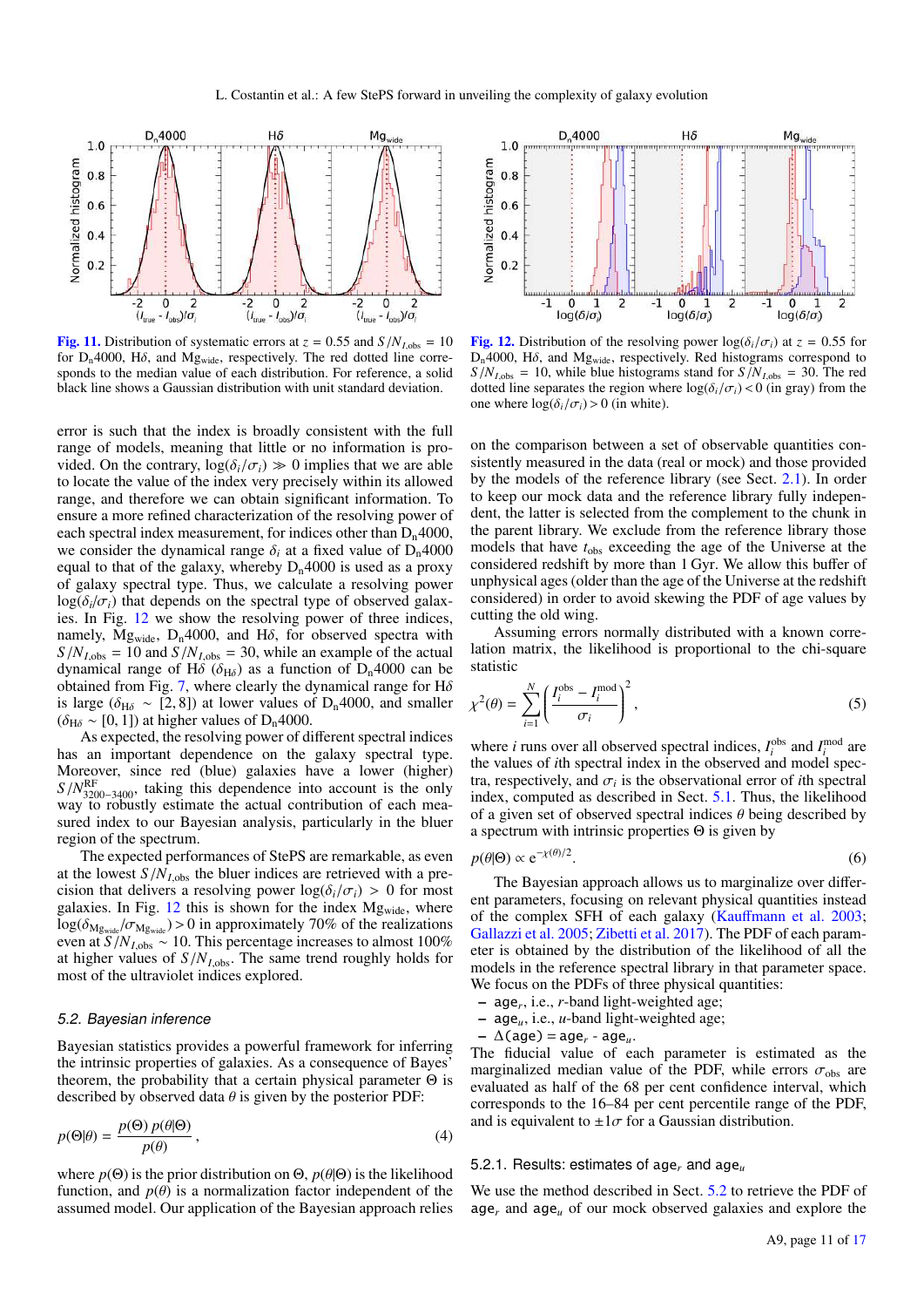**Fig. 11.** Distribution of systematic errors at $z = 0.55$ and $S/N_{I,\rm obs} = 10$ for $\rm D_n4000$, H$\delta$, and $\rm Mg_{wide}$, respectively. The red dotted line corresponds to the median value of each distribution. For reference, a solid black line shows a Gaussian distribution with unit standard deviation.

**Fig. 12.** Distribution of the resolving power $\log(\delta_i/\sigma_i)$ at $z = 0.55$ for $\rm D_n4000$, H$\delta$, and $\rm Mg_{wide}$, respectively. Red histograms correspond to $S/N_{I,\rm obs} = 10$, while blue histograms stand for $S/N_{I,\rm obs} = 30$. The red dotted line separates the region where $\log(\delta_i/\sigma_i) < 0$ (in gray) from the one where $\log(\delta_i/\sigma_i) > 0$ (in white).

error is such that the index is broadly consistent with the full range of models, meaning that little or no information is provided. On the contrary, $\log(\delta_i/\sigma_i) \gg 0$ implies that we are able to locate the value of the index very precisely within its allowed range, and therefore we can obtain significant information. To ensure a more refined characterization of the resolving power of each spectral index measurement, for indices other than $\rm D_n4000$, we consider the dynamical range $\delta_i$ at a fixed value of $\rm D_n4000$ equal to that of the galaxy, whereby $\rm D_n4000$ is used as a proxy of galaxy spectral type. Thus, we calculate a resolving power $\log(\delta_i/\sigma_i)$ that depends on the spectral type of observed galaxies. In Fig. 12 we show the resolving power of three indices, namely, $\rm Mg_{wide}$, $\rm D_n4000$, and H$\delta$, for observed spectra with $S/N_{I,\rm obs} = 10$ and $S/N_{I,\rm obs} = 30$, while an example of the actual dynamical range of H$\delta$ ($\delta_{\rm H\delta}$) as a function of $\rm D_n4000$ can be obtained from Fig. 7, where clearly the dynamical range for H$\delta$ is large ($\delta_{\rm H\delta} \sim [2, 8]$) at lower values of $\rm D_n4000$, and smaller ($\delta_{\rm H\delta} \sim [0, 1]$) at higher values of $\rm D_n4000$.

As expected, the resolving power of different spectral indices has an important dependence on the galaxy spectral type. Moreover, since red (blue) galaxies have a lower (higher) $S/N^{\rm RF}_{3200-3400}$, taking this dependence into account is the only way to robustly estimate the actual contribution of each measured index to our Bayesian analysis, particularly in the bluer region of the spectrum.

The expected performances of StePS are remarkable, as even at the lowest $S/N_{I,\rm obs}$ the bluer indices are retrieved with a precision that delivers a resolving power $\log(\delta_i/\sigma_i) > 0$ for most galaxies. In Fig. 12 this is shown for the index $\rm Mg_{wide}$, where $\log(\delta_{\rm Mg_{wide}}/\sigma_{\rm Mg_{wide}}) > 0$ in approximately 70% of the realizations even at $S/N_{I,\rm obs} \sim 10$. This percentage increases to almost 100% at higher values of $S/N_{I,\rm obs}$. The same trend roughly holds for most of the ultraviolet indices explored.

### 5.2. Bayesian inference

Bayesian statistics provides a powerful framework for inferring the intrinsic properties of galaxies. As a consequence of Bayes' theorem, the probability that a certain physical parameter $\Theta$ is described by observed data $\theta$ is given by the posterior PDF:

$$p(\Theta|\theta) = \frac{p(\Theta)\, p(\theta|\Theta)}{p(\theta)}\,, \tag{4}$$

where $p(\Theta)$ is the prior distribution on $\Theta$, $p(\theta|\Theta)$ is the likelihood function, and $p(\theta)$ is a normalization factor independent of the assumed model. Our application of the Bayesian approach relies on the comparison between a set of observable quantities consistently measured in the data (real or mock) and those provided by the models of the reference library (see Sect. 2.1). In order to keep our mock data and the reference library fully independent, the latter is selected from the complement to the chunk in the parent library. We exclude from the reference library those models that have $t_{\rm obs}$ exceeding the age of the Universe at the considered redshift by more than 1 Gyr. We allow this buffer of unphysical ages (older than the age of the Universe at the redshift considered) in order to avoid skewing the PDF of age values by cutting the old wing.

Assuming errors normally distributed with a known correlation matrix, the likelihood is proportional to the chi-square statistic

$$\chi^2(\theta) = \sum_{i=1}^{N} \left( \frac{I_i^{\rm obs} - I_i^{\rm mod}}{\sigma_i} \right)^2 , \tag{5}$$

where $i$ runs over all observed spectral indices, $I_i^{\rm obs}$ and $I_i^{\rm mod}$ are the values of $i$th spectral index in the observed and model spectra, respectively, and $\sigma_i$ is the observational error of $i$th spectral index, computed as described in Sect. 5.1. Thus, the likelihood of a given set of observed spectral indices $\theta$ being described by a spectrum with intrinsic properties $\Theta$ is given by

$$p(\theta|\Theta) \propto {\rm e}^{-\chi(\theta)/2}. \tag{6}$$

The Bayesian approach allows us to marginalize over different parameters, focusing on relevant physical quantities instead of the complex SFH of each galaxy (Kauffmann et al. 2003; Gallazzi et al. 2005; Zibetti et al. 2017). The PDF of each parameter is obtained by the distribution of the likelihood of all the models in the reference spectral library in that parameter space. We focus on the PDFs of three physical quantities:

- $\mathtt{age}_r$, i.e., $r$-band light-weighted age;
- $\mathtt{age}_u$, i.e., $u$-band light-weighted age;
- $\Delta(\mathtt{age}) = \mathtt{age}_r$ - $\mathtt{age}_u$.

The fiducial value of each parameter is estimated as the marginalized median value of the PDF, while errors $\sigma_{\rm obs}$ are evaluated as half of the 68 per cent confidence interval, which corresponds to the 16–84 per cent percentile range of the PDF, and is equivalent to $\pm 1\sigma$ for a Gaussian distribution.

#### 5.2.1. Results: estimates of $\mathtt{age}_r$ and $\mathtt{age}_u$

We use the method described in Sect. 5.2 to retrieve the PDF of $\mathtt{age}_r$ and $\mathtt{age}_u$ of our mock observed galaxies and explore the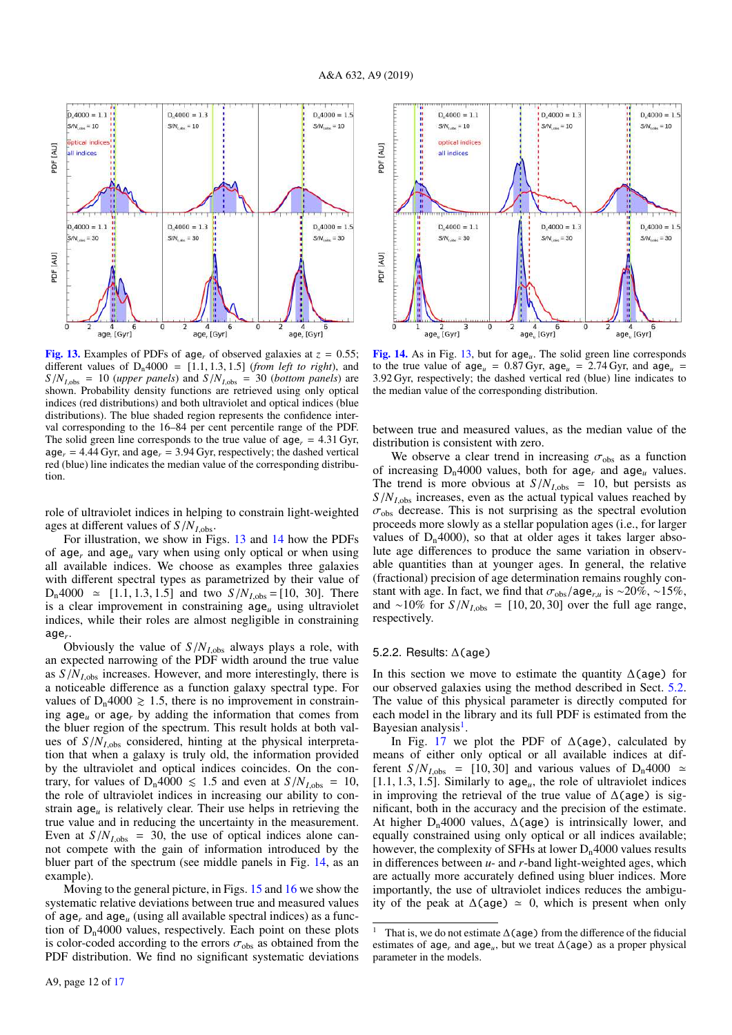**Fig. 13.** Examples of PDFs of $\mathtt{age}_r$ of observed galaxies at $z = 0.55$; different values of $D_n4000 = [1.1, 1.3, 1.5]$ (*from left to right*), and $S/N_{I,\mathrm{obs}} = 10$ (*upper panels*) and $S/N_{I,\mathrm{obs}} = 30$ (*bottom panels*) are shown. Probability density functions are retrieved using only optical indices (red distributions) and both ultraviolet and optical indices (blue distributions). The blue shaded region represents the confidence interval corresponding to the 16–84 per cent percentile range of the PDF. The solid green line corresponds to the true value of $\mathtt{age}_r = 4.31$ Gyr, $\mathtt{age}_r = 4.44$ Gyr, and $\mathtt{age}_r = 3.94$ Gyr, respectively; the dashed vertical red (blue) line indicates the median value of the corresponding distribution.

**Fig. 14.** As in Fig. 13, but for $\mathtt{age}_u$. The solid green line corresponds to the true value of $\mathtt{age}_u = 0.87$ Gyr, $\mathtt{age}_u = 2.74$ Gyr, and $\mathtt{age}_u = 3.92$ Gyr, respectively; the dashed vertical red (blue) line indicates to the median value of the corresponding distribution.

role of ultraviolet indices in helping to constrain light-weighted ages at different values of $S/N_{I,\mathrm{obs}}$.

For illustration, we show in Figs. 13 and 14 how the PDFs of $\mathtt{age}_r$ and $\mathtt{age}_u$ vary when using only optical or when using all available indices. We choose as examples three galaxies with different spectral types as parametrized by their value of $D_n4000 \simeq [1.1, 1.3, 1.5]$ and two $S/N_{I,\mathrm{obs}} = [10, 30]$. There is a clear improvement in constraining $\mathtt{age}_u$ using ultraviolet indices, while their roles are almost negligible in constraining $\mathtt{age}_r$.

Obviously the value of $S/N_{I,\mathrm{obs}}$ always plays a role, with an expected narrowing of the PDF width around the true value as $S/N_{I,\mathrm{obs}}$ increases. However, and more interestingly, there is a noticeable difference as a function galaxy spectral type. For values of $D_n4000 \gtrsim 1.5$, there is no improvement in constraining $\mathtt{age}_u$ or $\mathtt{age}_r$ by adding the information that comes from the bluer region of the spectrum. This result holds at both values of $S/N_{I,\mathrm{obs}}$ considered, hinting at the physical interpretation that when a galaxy is truly old, the information provided by the ultraviolet and optical indices coincides. On the contrary, for values of $D_n4000 \lesssim 1.5$ and even at $S/N_{I,\mathrm{obs}} = 10$, the role of ultraviolet indices in increasing our ability to constrain $\mathtt{age}_u$ is relatively clear. Their use helps in retrieving the true value and in reducing the uncertainty in the measurement. Even at $S/N_{I,\mathrm{obs}} = 30$, the use of optical indices alone cannot compete with the gain of information introduced by the bluer part of the spectrum (see middle panels in Fig. 14, as an example).

Moving to the general picture, in Figs. 15 and 16 we show the systematic relative deviations between true and measured values of $\mathtt{age}_r$ and $\mathtt{age}_u$ (using all available spectral indices) as a function of $D_n4000$ values, respectively. Each point on these plots is color-coded according to the errors $\sigma_{\mathrm{obs}}$ as obtained from the PDF distribution. We find no significant systematic deviations between true and measured values, as the median value of the distribution is consistent with zero.

We observe a clear trend in increasing $\sigma_{\mathrm{obs}}$ as a function of increasing $D_n4000$ values, both for $\mathtt{age}_r$ and $\mathtt{age}_u$ values. The trend is more obvious at $S/N_{I,\mathrm{obs}} = 10$, but persists as $S/N_{I,\mathrm{obs}}$ increases, even as the actual typical values reached by $\sigma_{\mathrm{obs}}$ decrease. This is not surprising as the spectral evolution proceeds more slowly as a stellar population ages (i.e., for larger values of $D_n4000$), so that at older ages it takes larger absolute age differences to produce the same variation in observable quantities than at younger ages. In general, the relative (fractional) precision of age determination remains roughly constant with age. In fact, we find that $\sigma_{\mathrm{obs}}/\mathtt{age}_{r,u}$ is ~20%, ~15%, and ~10% for $S/N_{I,\mathrm{obs}} = [10, 20, 30]$ over the full age range, respectively.

#### 5.2.2. Results: $\Delta(\mathtt{age})$

In this section we move to estimate the quantity $\Delta(\mathtt{age})$ for our observed galaxies using the method described in Sect. 5.2. The value of this physical parameter is directly computed for each model in the library and its full PDF is estimated from the Bayesian analysis[1].

In Fig. 17 we plot the PDF of $\Delta(\mathtt{age})$, calculated by means of either only optical or all available indices at different $S/N_{I,\mathrm{obs}} = [10, 30]$ and various values of $D_n4000 \simeq [1.1, 1.3, 1.5]$. Similarly to $\mathtt{age}_u$, the role of ultraviolet indices in improving the retrieval of the true value of $\Delta(\mathtt{age})$ is significant, both in the accuracy and the precision of the estimate. At higher $D_n4000$ values, $\Delta(\mathtt{age})$ is intrinsically lower, and equally constrained using only optical or all indices available; however, the complexity of SFHs at lower $D_n4000$ values results in differences between $u$- and $r$-band light-weighted ages, which are actually more accurately defined using bluer indices. More importantly, the use of ultraviolet indices reduces the ambiguity of the peak at $\Delta(\mathtt{age}) \simeq 0$, which is present when only

[1] That is, we do not estimate $\Delta(\mathtt{age})$ from the difference of the fiducial estimates of $\mathtt{age}_r$ and $\mathtt{age}_u$, but we treat $\Delta(\mathtt{age})$ as a proper physical parameter in the models.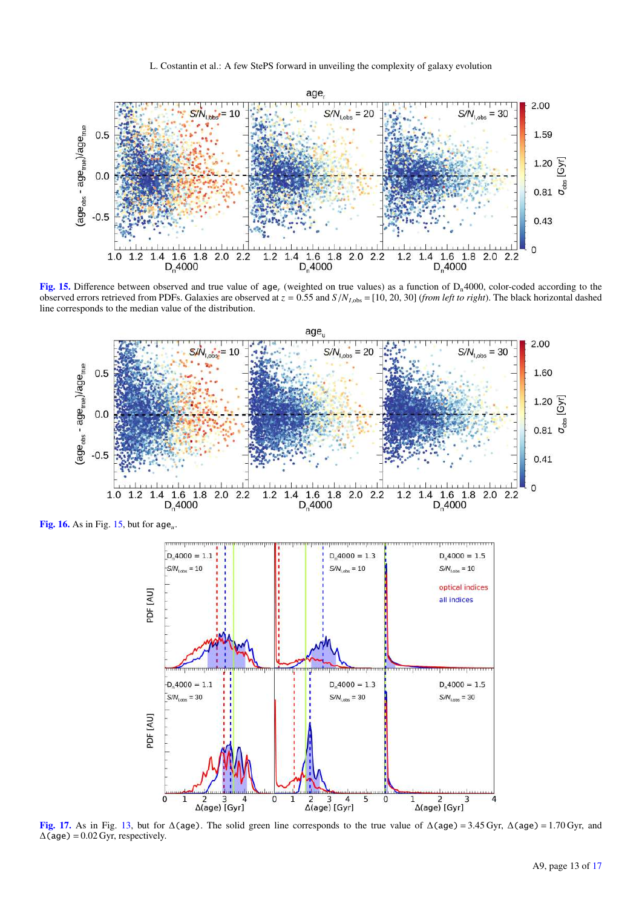**Fig. 15.** Difference between observed and true value of $\mathtt{age}_r$ (weighted on true values) as a function of $\mathrm{D_n4000}$, color-coded according to the observed errors retrieved from PDFs. Galaxies are observed at $z = 0.55$ and $S/N_{I,\mathrm{obs}} = [10, 20, 30]$ (*from left to right*). The black horizontal dashed line corresponds to the median value of the distribution.

**Fig. 16.** As in Fig. 15, but for $\mathtt{age}_u$.

**Fig. 17.** As in Fig. 13, but for $\Delta(\mathtt{age})$. The solid green line corresponds to the true value of $\Delta(\mathtt{age}) = 3.45$ Gyr, $\Delta(\mathtt{age}) = 1.70$ Gyr, and $\Delta(\mathtt{age}) = 0.02$ Gyr, respectively.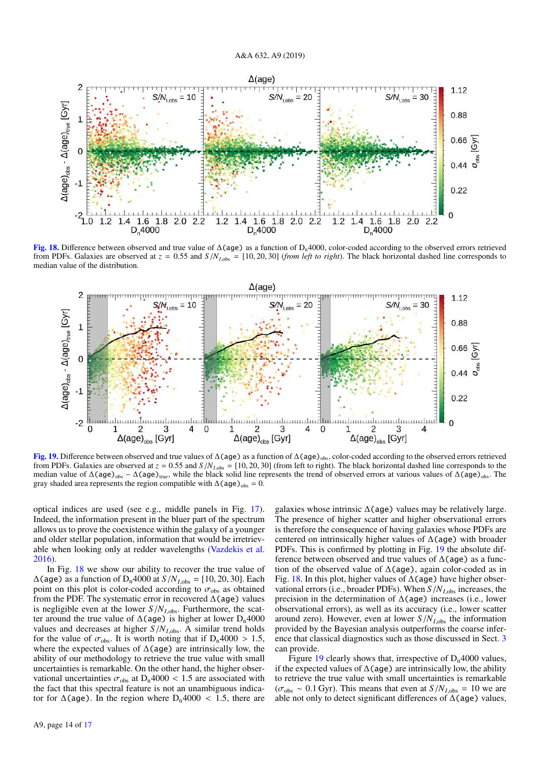Fig. 18. Difference between observed and true value of $\Delta$(age) as a function of $D_n4000$, color-coded according to the observed errors retrieved from PDFs. Galaxies are observed at $z = 0.55$ and $S/N_{I,\rm obs} = [10, 20, 30]$ (*from left to right*). The black horizontal dashed line corresponds to median value of the distribution.

Fig. 19. Difference between observed and true values of $\Delta$(age) as a function of $\Delta(\rm age)_{obs}$, color-coded according to the observed errors retrieved from PDFs. Galaxies are observed at $z = 0.55$ and $S/N_{I,\rm obs} = [10, 20, 30]$ (from left to right). The black horizontal dashed line corresponds to the median value of $\Delta(\rm age)_{obs} - \Delta(\rm age)_{true}$, while the black solid line represents the trend of observed errors at various values of $\Delta(\rm age)_{obs}$. The gray shaded area represents the region compatible with $\Delta(\rm age)_{obs} = 0$.

optical indices are used (see e.g., middle panels in Fig. 17). Indeed, the information present in the bluer part of the spectrum allows us to prove the coexistence within the galaxy of a younger and older stellar population, information that would be irretrievable when looking only at redder wavelengths (Vazdekis et al. 2016).

In Fig. 18 we show our ability to recover the true value of $\Delta$(age) as a function of $D_n4000$ at $S/N_{I,\rm obs} = [10, 20, 30]$. Each point on this plot is color-coded according to $\sigma_{\rm obs}$ as obtained from the PDF. The systematic error in recovered $\Delta$(age) values is negligible even at the lower $S/N_{I,\rm obs}$. Furthermore, the scatter around the true value of $\Delta$(age) is higher at lower $D_n4000$ values and decreases at higher $S/N_{I,\rm obs}$. A similar trend holds for the value of $\sigma_{\rm obs}$. It is worth noting that if $D_n4000 > 1.5$, where the expected values of $\Delta$(age) are intrinsically low, the ability of our methodology to retrieve the true value with small uncertainties is remarkable. On the other hand, the higher observational uncertainties $\sigma_{\rm obs}$ at $D_n4000 < 1.5$ are associated with the fact that this spectral feature is not an unambiguous indicator for $\Delta$(age). In the region where $D_n4000 < 1.5$, there are galaxies whose intrinsic $\Delta$(age) values may be relatively large. The presence of higher scatter and higher observational errors is therefore the consequence of having galaxies whose PDFs are centered on intrinsically higher values of $\Delta$(age) with broader PDFs. This is confirmed by plotting in Fig. 19 the absolute difference between observed and true values of $\Delta$(age) as a function of the observed value of $\Delta$(age), again color-coded as in Fig. 18. In this plot, higher values of $\Delta$(age) have higher observational errors (i.e., broader PDFs). When $S/N_{I,\rm obs}$ increases, the precision in the determination of $\Delta$(age) increases (i.e., lower observational errors), as well as its accuracy (i.e., lower scatter around zero). However, even at lower $S/N_{I,\rm obs}$ the information provided by the Bayesian analysis outperforms the coarse inference that classical diagnostics such as those discussed in Sect. 3 can provide.

Figure 19 clearly shows that, irrespective of $D_n4000$ values, if the expected values of $\Delta$(age) are intrinsically low, the ability to retrieve the true value with small uncertainties is remarkable ($\sigma_{\rm obs} \sim 0.1$ Gyr). This means that even at $S/N_{I,\rm obs} = 10$ we are able not only to detect significant differences of $\Delta$(age) values,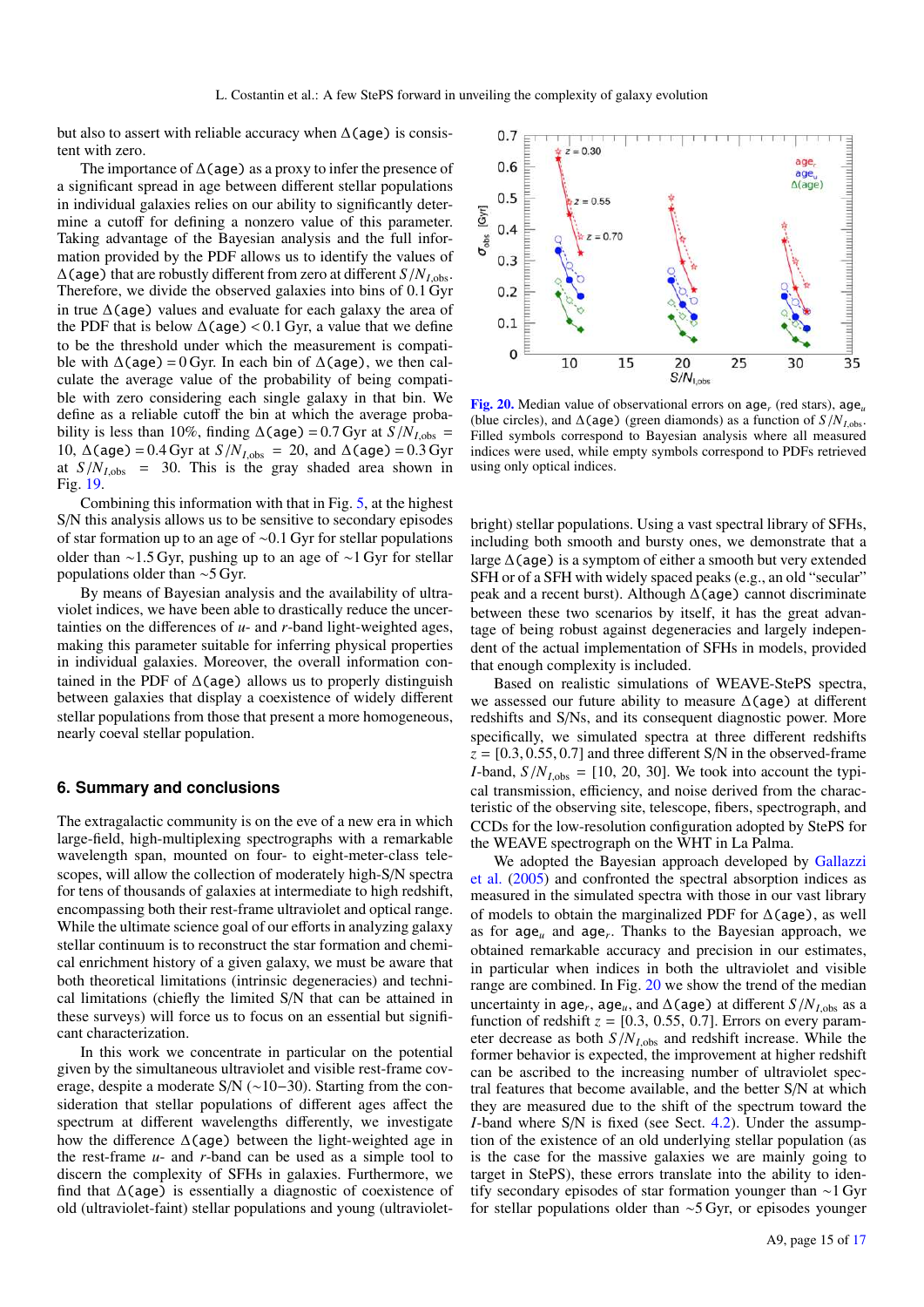but also to assert with reliable accuracy when $\Delta(\texttt{age})$ is consistent with zero.

The importance of $\Delta(\texttt{age})$ as a proxy to infer the presence of a significant spread in age between different stellar populations in individual galaxies relies on our ability to significantly determine a cutoff for defining a nonzero value of this parameter. Taking advantage of the Bayesian analysis and the full information provided by the PDF allows us to identify the values of $\Delta(\texttt{age})$ that are robustly different from zero at different $S/N_{I,\mathrm{obs}}$. Therefore, we divide the observed galaxies into bins of 0.1 Gyr in true $\Delta(\texttt{age})$ values and evaluate for each galaxy the area of the PDF that is below $\Delta(\texttt{age}) < 0.1$ Gyr, a value that we define to be the threshold under which the measurement is compatible with $\Delta(\texttt{age}) = 0$ Gyr. In each bin of $\Delta(\texttt{age})$, we then calculate the average value of the probability of being compatible with zero considering each single galaxy in that bin. We define as a reliable cutoff the bin at which the average probability is less than 10%, finding $\Delta(\texttt{age}) = 0.7$ Gyr at $S/N_{I,\mathrm{obs}} = 10$, $\Delta(\texttt{age}) = 0.4$ Gyr at $S/N_{I,\mathrm{obs}} = 20$, and $\Delta(\texttt{age}) = 0.3$ Gyr at $S/N_{I,\mathrm{obs}} = 30$. This is the gray shaded area shown in Fig. 19.

Combining this information with that in Fig. 5, at the highest S/N this analysis allows us to be sensitive to secondary episodes of star formation up to an age of ~0.1 Gyr for stellar populations older than ~1.5 Gyr, pushing up to an age of ~1 Gyr for stellar populations older than ~5 Gyr.

By means of Bayesian analysis and the availability of ultraviolet indices, we have been able to drastically reduce the uncertainties on the differences of $u$- and $r$-band light-weighted ages, making this parameter suitable for inferring physical properties in individual galaxies. Moreover, the overall information contained in the PDF of $\Delta(\texttt{age})$ allows us to properly distinguish between galaxies that display a coexistence of widely different stellar populations from those that present a more homogeneous, nearly coeval stellar population.

## 6. Summary and conclusions

The extragalactic community is on the eve of a new era in which large-field, high-multiplexing spectrographs with a remarkable wavelength span, mounted on four- to eight-meter-class telescopes, will allow the collection of moderately high-S/N spectra for tens of thousands of galaxies at intermediate to high redshift, encompassing both their rest-frame ultraviolet and optical range. While the ultimate science goal of our efforts in analyzing galaxy stellar continuum is to reconstruct the star formation and chemical enrichment history of a given galaxy, we must be aware that both theoretical limitations (intrinsic degeneracies) and technical limitations (chiefly the limited S/N that can be attained in these surveys) will force us to focus on an essential but significant characterization.

In this work we concentrate in particular on the potential given by the simultaneous ultraviolet and visible rest-frame coverage, despite a moderate S/N (~10–30). Starting from the consideration that stellar populations of different ages affect the spectrum at different wavelengths differently, we investigate how the difference $\Delta(\texttt{age})$ between the light-weighted age in the rest-frame $u$- and $r$-band can be used as a simple tool to discern the complexity of SFHs in galaxies. Furthermore, we find that $\Delta(\texttt{age})$ is essentially a diagnostic of coexistence of old (ultraviolet-faint) stellar populations and young (ultraviolet-bright) stellar populations. Using a vast spectral library of SFHs, including both smooth and bursty ones, we demonstrate that a large $\Delta(\texttt{age})$ is a symptom of either a smooth but very extended SFH or of a SFH with widely spaced peaks (e.g., an old "secular" peak and a recent burst). Although $\Delta(\texttt{age})$ cannot discriminate between these two scenarios by itself, it has the great advantage of being robust against degeneracies and largely independent of the actual implementation of SFHs in models, provided that enough complexity is included.

**Fig. 20.** Median value of observational errors on $\texttt{age}_r$ (red stars), $\texttt{age}_u$ (blue circles), and $\Delta(\texttt{age})$ (green diamonds) as a function of $S/N_{I,\mathrm{obs}}$. Filled symbols correspond to Bayesian analysis where all measured indices were used, while empty symbols correspond to PDFs retrieved using only optical indices.

Based on realistic simulations of WEAVE-StePS spectra, we assessed our future ability to measure $\Delta(\texttt{age})$ at different redshifts and S/Ns, and its consequent diagnostic power. More specifically, we simulated spectra at three different redshifts $z = [0.3, 0.55, 0.7]$ and three different S/N in the observed-frame $I$-band, $S/N_{I,\mathrm{obs}} = [10, 20, 30]$. We took into account the typical transmission, efficiency, and noise derived from the characteristic of the observing site, telescope, fibers, spectrograph, and CCDs for the low-resolution configuration adopted by StePS for the WEAVE spectrograph on the WHT in La Palma.

We adopted the Bayesian approach developed by Gallazzi et al. (2005) and confronted the spectral absorption indices as measured in the simulated spectra with those in our vast library of models to obtain the marginalized PDF for $\Delta(\texttt{age})$, as well as for $\texttt{age}_u$ and $\texttt{age}_r$. Thanks to the Bayesian approach, we obtained remarkable accuracy and precision in our estimates, in particular when indices in both the ultraviolet and visible range are combined. In Fig. 20 we show the trend of the median uncertainty in $\texttt{age}_r$, $\texttt{age}_u$, and $\Delta(\texttt{age})$ at different $S/N_{I,\mathrm{obs}}$ as a function of redshift $z = [0.3, 0.55, 0.7]$. Errors on every parameter decrease as both $S/N_{I,\mathrm{obs}}$ and redshift increase. While the former behavior is expected, the improvement at higher redshift can be ascribed to the increasing number of ultraviolet spectral features that become available, and the better S/N at which they are measured due to the shift of the spectrum toward the $I$-band where S/N is fixed (see Sect. 4.2). Under the assumption of the existence of an old underlying stellar population (as is the case for the massive galaxies we are mainly going to target in StePS), these errors translate into the ability to identify secondary episodes of star formation younger than ~1 Gyr for stellar populations older than ~5 Gyr, or episodes younger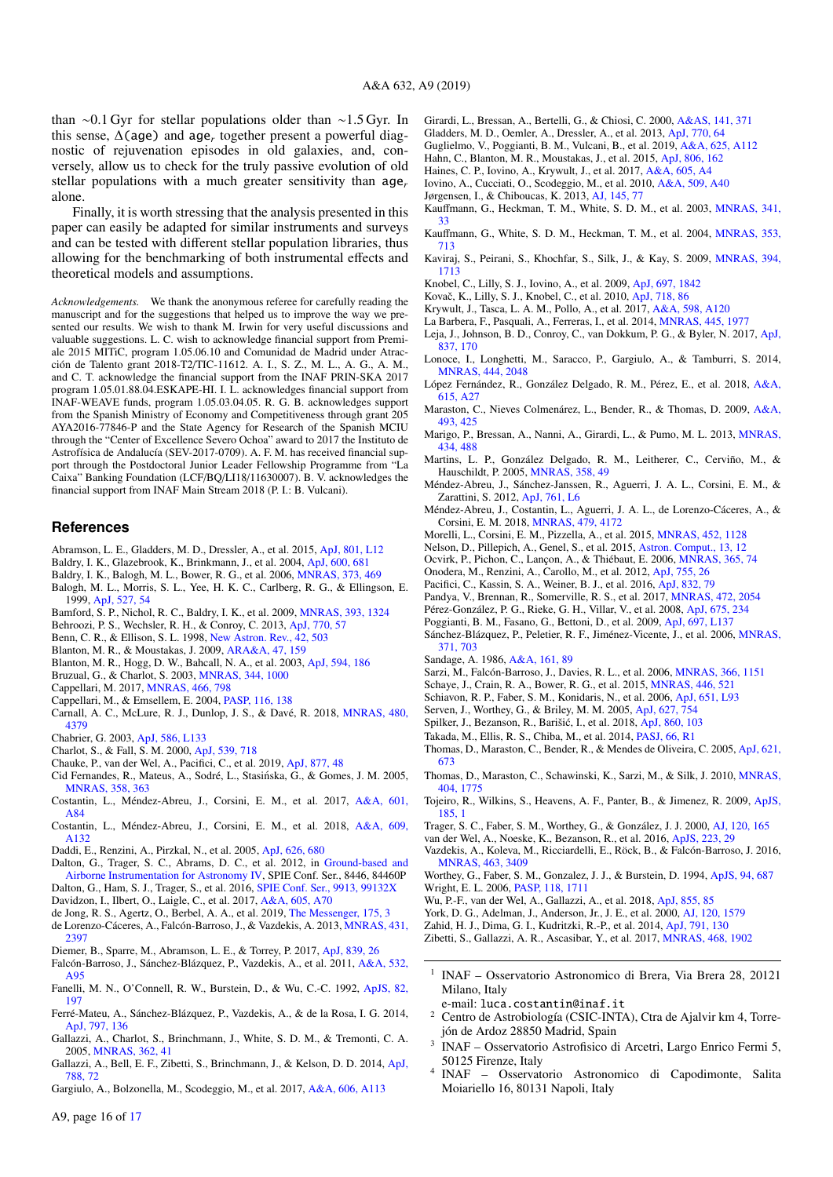than ~0.1 Gyr for stellar populations older than ~1.5 Gyr. In this sense, $\Delta(\mathtt{age})$ and $\mathtt{age}_r$ together present a powerful diagnostic of rejuvenation episodes in old galaxies, and, conversely, allow us to check for the truly passive evolution of old stellar populations with a much greater sensitivity than $\mathtt{age}_r$ alone.

Finally, it is worth stressing that the analysis presented in this paper can easily be adapted for similar instruments and surveys and can be tested with different stellar population libraries, thus allowing for the benchmarking of both instrumental effects and theoretical models and assumptions.

*Acknowledgements.* We thank the anonymous referee for carefully reading the manuscript and for the suggestions that helped us to improve the way we presented our results. We wish to thank M. Irwin for very useful discussions and valuable suggestions. L. C. wish to acknowledge financial support from Premiale 2015 MITiC, program 1.05.06.10 and Comunidad de Madrid under Atracción de Talento grant 2018-T2/TIC-11612. A. I., S. Z., M. L., A. G., A. M., and C. T. acknowledge the financial support from the INAF PRIN-SKA 2017 program 1.05.01.88.04.ESKAPE-HI. I. L. acknowledges financial support from INAF-WEAVE funds, program 1.05.03.04.05. R. G. B. acknowledges support from the Spanish Ministry of Economy and Competitiveness through grant 205 AYA2016-77846-P and the State Agency for Research of the Spanish MCIU through the "Center of Excellence Severo Ochoa" award to 2017 the Instituto de Astrofísica de Andalucía (SEV-2017-0709). A. F. M. has received financial support through the Postdoctoral Junior Leader Fellowship Programme from "La Caixa" Banking Foundation (LCF/BQ/LI18/11630007). B. V. acknowledges the financial support from INAF Main Stream 2018 (P. I.: B. Vulcani).

## References

Abramson, L. E., Gladders, M. D., Dressler, A., et al. 2015, ApJ, 801, L12
Baldry, I. K., Glazebrook, K., Brinkmann, J., et al. 2004, ApJ, 600, 681
Baldry, I. K., Balogh, M. L., Bower, R. G., et al. 2006, MNRAS, 373, 469
Balogh, M. L., Morris, S. L., Yee, H. K. C., Carlberg, R. G., & Ellingson, E. 1999, ApJ, 527, 54
Bamford, S. P., Nichol, R. C., Baldry, I. K., et al. 2009, MNRAS, 393, 1324
Behroozi, P. S., Wechsler, R. H., & Conroy, C. 2013, ApJ, 770, 57
Benn, C. R., & Ellison, S. L. 1998, New Astron. Rev., 42, 503
Blanton, M. R., & Moustakas, J. 2009, ARA&A, 47, 159
Blanton, M. R., Hogg, D. W., Bahcall, N. A., et al. 2003, ApJ, 594, 186
Bruzual, G., & Charlot, S. 2003, MNRAS, 344, 1000
Cappellari, M. 2017, MNRAS, 466, 798
Cappellari, M., & Emsellem, E. 2004, PASP, 116, 138
Carnall, A. C., McLure, R. J., Dunlop, J. S., & Davé, R. 2018, MNRAS, 480, 4379
Chabrier, G. 2003, ApJ, 586, L133
Charlot, S., & Fall, S. M. 2000, ApJ, 539, 718
Chauke, P., van der Wel, A., Pacifici, C., et al. 2019, ApJ, 877, 48
Cid Fernandes, R., Mateus, A., Sodré, L., Stasińska, G., & Gomes, J. M. 2005, MNRAS, 358, 363
Costantin, L., Méndez-Abreu, J., Corsini, E. M., et al. 2017, A&A, 601, A84
Costantin, L., Méndez-Abreu, J., Corsini, E. M., et al. 2018, A&A, 609, A132
Daddi, E., Renzini, A., Pirzkal, N., et al. 2005, ApJ, 626, 680
Dalton, G., Trager, S. C., Abrams, D. C., et al. 2012, in Ground-based and Airborne Instrumentation for Astronomy IV, SPIE Conf. Ser., 8446, 84460P
Dalton, G., Ham, S. J., Trager, S., et al. 2016, SPIE Conf. Ser., 9913, 99132X
Davidzon, I., Ilbert, O., Laigle, C., et al. 2017, A&A, 605, A70
de Jong, R. S., Agertz, O., Berbel, A. A., et al. 2019, The Messenger, 175, 3
de Lorenzo-Cáceres, A., Falcón-Barroso, J., & Vazdekis, A. 2013, MNRAS, 431, 2397
Diemer, B., Sparre, M., Abramson, L. E., & Torrey, P. 2017, ApJ, 839, 26
Falcón-Barroso, J., Sánchez-Blázquez, P., Vazdekis, A., et al. 2011, A&A, 532, A95
Fanelli, M. N., O'Connell, R. W., Burstein, D., & Wu, C.-C. 1992, ApJS, 82, 197
Ferré-Mateu, A., Sánchez-Blázquez, P., Vazdekis, A., & de la Rosa, I. G. 2014, ApJ, 797, 136
Gallazzi, A., Charlot, S., Brinchmann, J., White, S. D. M., & Tremonti, C. A. 2005, MNRAS, 362, 41
Gallazzi, A., Bell, E. F., Zibetti, S., Brinchmann, J., & Kelson, D. D. 2014, ApJ, 788, 72
Gargiulo, A., Bolzonella, M., Scodeggio, M., et al. 2017, A&A, 606, A113
Girardi, L., Bressan, A., Bertelli, G., & Chiosi, C. 2000, A&AS, 141, 371
Gladders, M. D., Oemler, A., Dressler, A., et al. 2013, ApJ, 770, 64
Guglielmo, V., Poggianti, B. M., Vulcani, B., et al. 2019, A&A, 625, A112
Hahn, C., Blanton, M. R., Moustakas, J., et al. 2015, ApJ, 806, 162
Haines, C. P., Iovino, A., Krywult, J., et al. 2017, A&A, 605, A4
Iovino, A., Cucciati, O., Scodeggio, M., et al. 2010, A&A, 509, A40
Jørgensen, I., & Chiboucas, K. 2013, AJ, 145, 77
Kauffmann, G., Heckman, T. M., White, S. D. M., et al. 2003, MNRAS, 341, 33
Kauffmann, G., White, S. D. M., Heckman, T. M., et al. 2004, MNRAS, 353, 713
Kaviraj, S., Peirani, S., Khochfar, S., Silk, J., & Kay, S. 2009, MNRAS, 394, 1713
Knobel, C., Lilly, S. J., Iovino, A., et al. 2009, ApJ, 697, 1842
Kovač, K., Lilly, S. J., Knobel, C., et al. 2010, ApJ, 718, 86
Krywult, J., Tasca, L. A. M., Pollo, A., et al. 2017, A&A, 598, A120
La Barbera, F., Pasquali, A., Ferreras, I., et al. 2014, MNRAS, 445, 1977
Leja, J., Johnson, B. D., Conroy, C., van Dokkum, P. G., & Byler, N. 2017, ApJ, 837, 170
Lonoce, I., Longhetti, M., Saracco, P., Gargiulo, A., & Tamburri, S. 2014, MNRAS, 444, 2048
López Fernández, R., González Delgado, R. M., Pérez, E., et al. 2018, A&A, 615, A27
Maraston, C., Nieves Colmenárez, L., Bender, R., & Thomas, D. 2009, A&A, 493, 425
Marigo, P., Bressan, A., Nanni, A., Girardi, L., & Pumo, M. L. 2013, MNRAS, 434, 488
Martins, L. P., González Delgado, R. M., Leitherer, C., Cerviño, M., & Hauschildt, P. 2005, MNRAS, 358, 49
Méndez-Abreu, J., Sánchez-Janssen, R., Aguerri, J. A. L., Corsini, E. M., & Zarattini, S. 2012, ApJ, 761, L6
Méndez-Abreu, J., Costantin, L., Aguerri, J. A. L., de Lorenzo-Cáceres, A., & Corsini, E. M. 2018, MNRAS, 479, 4172
Morelli, L., Corsini, E. M., Pizzella, A., et al. 2015, MNRAS, 452, 1128
Nelson, D., Pillepich, A., Genel, S., et al. 2015, Astron. Comput., 13, 12
Ocvirk, P., Pichon, C., Lançon, A., & Thiébaut, E. 2006, MNRAS, 365, 74
Onodera, M., Renzini, A., Carollo, M., et al. 2012, ApJ, 755, 26
Pacifici, C., Kassin, S. A., Weiner, B. J., et al. 2016, ApJ, 832, 79
Pandya, V., Brennan, R., Somerville, R. S., et al. 2017, MNRAS, 472, 2054
Pérez-González, P. G., Rieke, G. H., Villar, V., et al. 2008, ApJ, 675, 234
Poggianti, B. M., Fasano, G., Bettoni, D., et al. 2009, ApJ, 697, L137
Sánchez-Blázquez, P., Peletier, R. F., Jiménez-Vicente, J., et al. 2006, MNRAS, 371, 703
Sandage, A. 1986, A&A, 161, 89
Sarzi, M., Falcón-Barroso, J., Davies, R. L., et al. 2006, MNRAS, 366, 1151
Schaye, J., Crain, R. A., Bower, R. G., et al. 2015, MNRAS, 446, 521
Schiavon, R. P., Faber, S. M., Konidaris, N., et al. 2006, ApJ, 651, L93
Serven, J., Worthey, G., & Briley, M. M. 2005, ApJ, 627, 754
Spilker, J., Bezanson, R., Barišić, I., et al. 2018, ApJ, 860, 103
Takada, M., Ellis, R. S., Chiba, M., et al. 2014, PASJ, 66, R1
Thomas, D., Maraston, C., Bender, R., & Mendes de Oliveira, C. 2005, ApJ, 621, 673
Thomas, D., Maraston, C., Schawinski, K., Sarzi, M., & Silk, J. 2010, MNRAS, 404, 1775
Tojeiro, R., Wilkins, S., Heavens, A. F., Panter, B., & Jimenez, R. 2009, ApJS, 185, 1
Trager, S. C., Faber, S. M., Worthey, G., & González, J. J. 2000, AJ, 120, 165
van der Wel, A., Noeske, K., Bezanson, R., et al. 2016, ApJS, 223, 29
Vazdekis, A., Koleva, M., Ricciardelli, E., Röck, B., & Falcón-Barroso, J. 2016, MNRAS, 463, 3409
Worthey, G., Faber, S. M., Gonzalez, J. J., & Burstein, D. 1994, ApJS, 94, 687
Wright, E. L. 2006, PASP, 118, 1711
Wu, P.-F., van der Wel, A., Gallazzi, A., et al. 2018, ApJ, 855, 85
York, D. G., Adelman, J., Anderson, Jr., J. E., et al. 2000, AJ, 120, 1579
Zahid, H. J., Dima, G. I., Kudritzki, R.-P., et al. 2014, ApJ, 791, 130
Zibetti, S., Gallazzi, A. R., Ascasibar, Y., et al. 2017, MNRAS, 468, 1902

---

[1] INAF – Osservatorio Astronomico di Brera, Via Brera 28, 20121 Milano, Italy
e-mail: luca.costantin@inaf.it
[2] Centro de Astrobiología (CSIC-INTA), Ctra de Ajalvir km 4, Torrejón de Ardoz 28850 Madrid, Spain
[3] INAF – Osservatorio Astrofisico di Arcetri, Largo Enrico Fermi 5, 50125 Firenze, Italy
[4] INAF – Osservatorio Astronomico di Capodimonte, Salita Moiariello 16, 80131 Napoli, Italy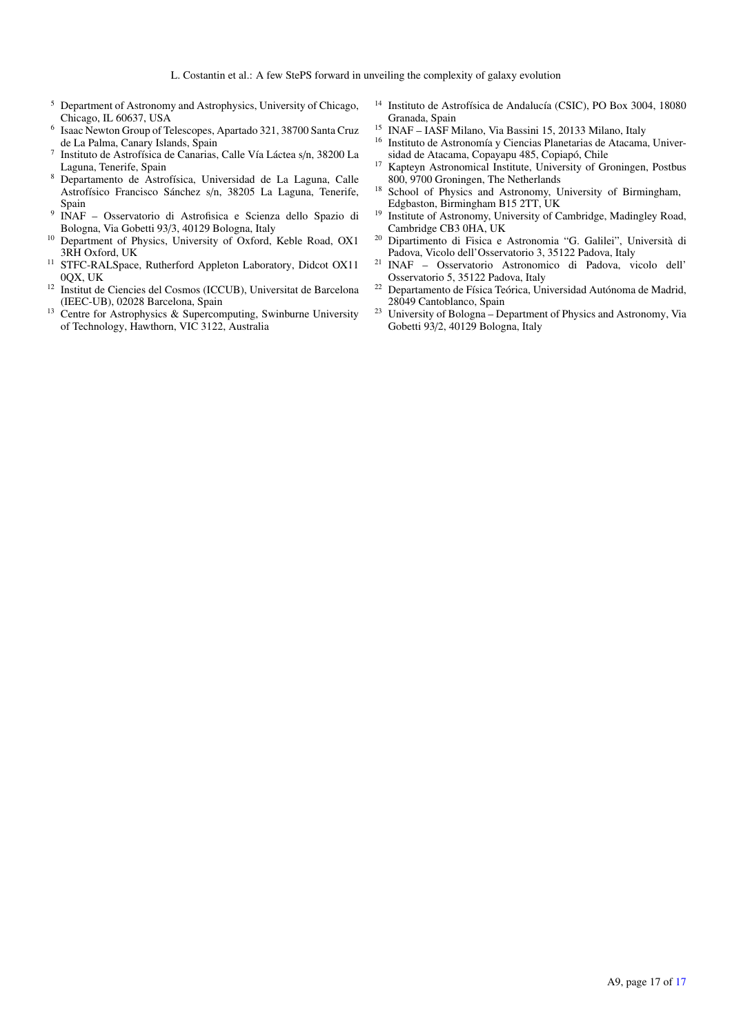[5] Department of Astronomy and Astrophysics, University of Chicago, Chicago, IL 60637, USA
[6] Isaac Newton Group of Telescopes, Apartado 321, 38700 Santa Cruz de La Palma, Canary Islands, Spain
[7] Instituto de Astrofísica de Canarias, Calle Vía Láctea s/n, 38200 La Laguna, Tenerife, Spain
[8] Departamento de Astrofísica, Universidad de La Laguna, Calle Astrofísico Francisco Sánchez s/n, 38205 La Laguna, Tenerife, Spain
[9] INAF – Osservatorio di Astrofisica e Scienza dello Spazio di Bologna, Via Gobetti 93/3, 40129 Bologna, Italy
[10] Department of Physics, University of Oxford, Keble Road, OX1 3RH Oxford, UK
[11] STFC-RALSpace, Rutherford Appleton Laboratory, Didcot OX11 0QX, UK
[12] Institut de Ciencies del Cosmos (ICCUB), Universitat de Barcelona (IEEC-UB), 02028 Barcelona, Spain
[13] Centre for Astrophysics & Supercomputing, Swinburne University of Technology, Hawthorn, VIC 3122, Australia
[14] Instituto de Astrofísica de Andalucía (CSIC), PO Box 3004, 18080 Granada, Spain
[15] INAF – IASF Milano, Via Bassini 15, 20133 Milano, Italy
[16] Instituto de Astronomía y Ciencias Planetarias de Atacama, Universidad de Atacama, Copayapu 485, Copiapó, Chile
[17] Kapteyn Astronomical Institute, University of Groningen, Postbus 800, 9700 Groningen, The Netherlands
[18] School of Physics and Astronomy, University of Birmingham, Edgbaston, Birmingham B15 2TT, UK
[19] Institute of Astronomy, University of Cambridge, Madingley Road, Cambridge CB3 0HA, UK
[20] Dipartimento di Fisica e Astronomia "G. Galilei", Università di Padova, Vicolo dell'Osservatorio 3, 35122 Padova, Italy
[21] INAF – Osservatorio Astronomico di Padova, vicolo dell' Osservatorio 5, 35122 Padova, Italy
[22] Departamento de Física Teórica, Universidad Autónoma de Madrid, 28049 Cantoblanco, Spain
[23] University of Bologna – Department of Physics and Astronomy, Via Gobetti 93/2, 40129 Bologna, Italy